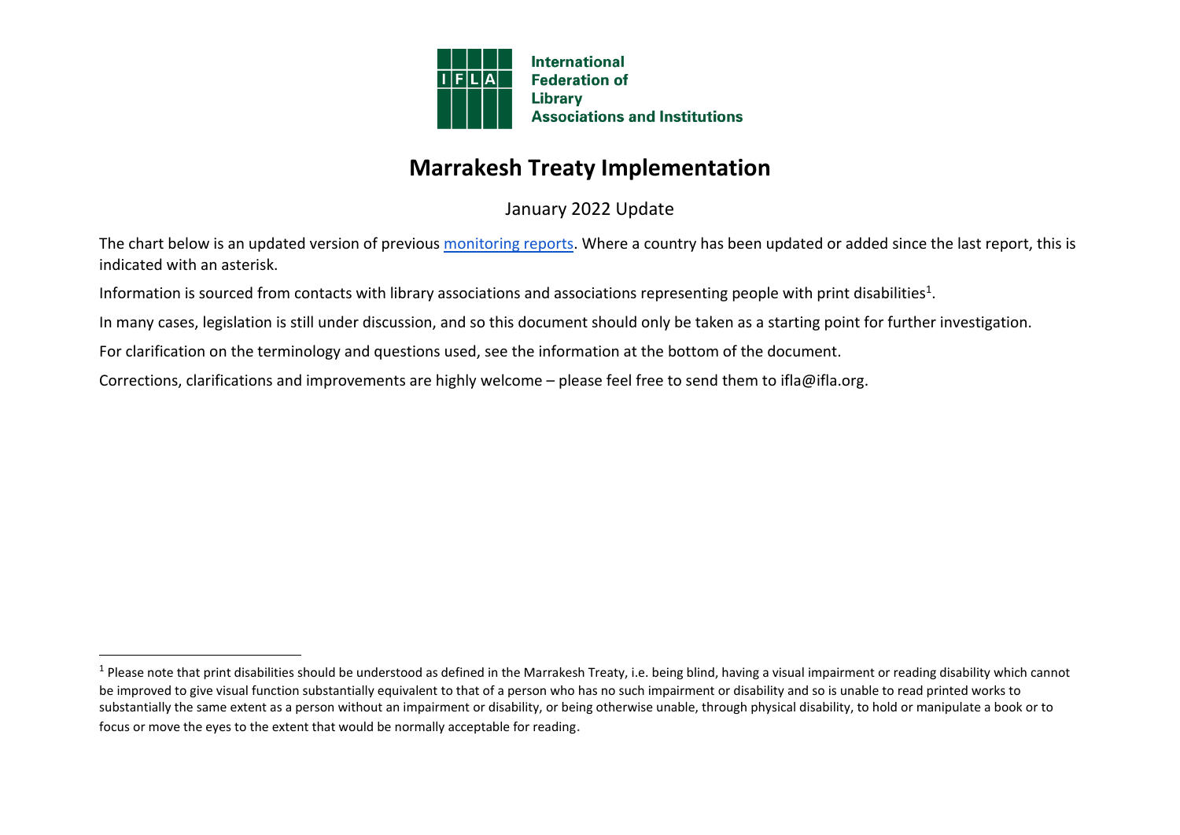International Federation of Library Associations and Institutions

# Marrakesh Treaty Implementation

January 2022 Update

The chart below is an updated version of previous [monitoring reports](). Where a country has been updated or added since the last report, this is indicated with an asterisk.

Information is sourced from contacts with library associations and associations representing people with print disabilities[1].

In many cases, legislation is still under discussion, and so this document should only be taken as a starting point for further investigation.

For clarification on the terminology and questions used, see the information at the bottom of the document.

Corrections, clarifications and improvements are highly welcome – please feel free to send them to ifla@ifla.org.

---

[1] Please note that print disabilities should be understood as defined in the Marrakesh Treaty, i.e. being blind, having a visual impairment or reading disability which cannot be improved to give visual function substantially equivalent to that of a person who has no such impairment or disability and so is unable to read printed works to substantially the same extent as a person without an impairment or disability, or being otherwise unable, through physical disability, to hold or manipulate a book or to focus or move the eyes to the extent that would be normally acceptable for reading.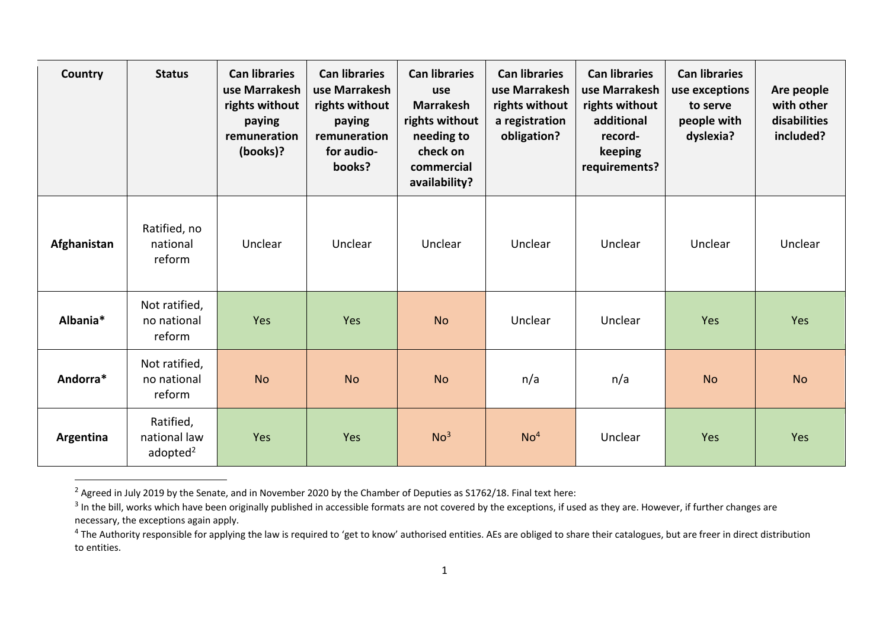| Country | Status | Can libraries use Marrakesh rights without paying remuneration (books)? | Can libraries use Marrakesh rights without paying remuneration for audio-books? | Can libraries use Marrakesh rights without needing to check on commercial availability? | Can libraries use Marrakesh rights without a registration obligation? | Can libraries use Marrakesh rights without additional record-keeping requirements? | Can libraries use exceptions to serve people with dyslexia? | Are people with other disabilities included? |
|---|---|---|---|---|---|---|---|---|
| **Afghanistan** | Ratified, no national reform | Unclear | Unclear | Unclear | Unclear | Unclear | Unclear | Unclear |
| **Albania*** | Not ratified, no national reform | Yes | Yes | No | Unclear | Unclear | Yes | Yes |
| **Andorra*** | Not ratified, no national reform | No | No | No | n/a | n/a | No | No |
| **Argentina** | Ratified, national law adopted[2] | Yes | Yes | No[3] | No[4] | Unclear | Yes | Yes |

[2] Agreed in July 2019 by the Senate, and in November 2020 by the Chamber of Deputies as S1762/18. Final text here:

[3] In the bill, works which have been originally published in accessible formats are not covered by the exceptions, if used as they are. However, if further changes are necessary, the exceptions again apply.

[4] The Authority responsible for applying the law is required to 'get to know' authorised entities. AEs are obliged to share their catalogues, but are freer in direct distribution to entities.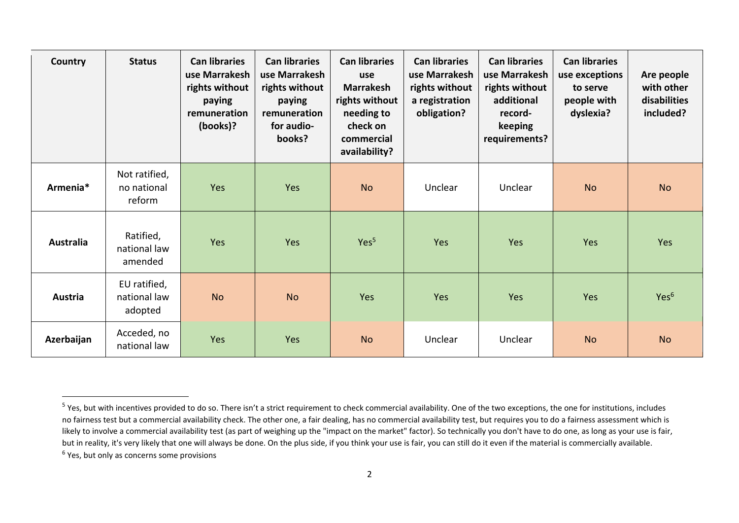| Country | Status | Can libraries use Marrakesh rights without paying remuneration (books)? | Can libraries use Marrakesh rights without paying remuneration for audio-books? | Can libraries use Marrakesh rights without needing to check on commercial availability? | Can libraries use Marrakesh rights without a registration obligation? | Can libraries use Marrakesh rights without additional record-keeping requirements? | Can libraries use exceptions to serve people with dyslexia? | Are people with other disabilities included? |
|---|---|---|---|---|---|---|---|---|
| **Armenia*** | Not ratified, no national reform | Yes | Yes | No | Unclear | Unclear | No | No |
| **Australia** | Ratified, national law amended | Yes | Yes | Yes[5] | Yes | Yes | Yes | Yes |
| **Austria** | EU ratified, national law adopted | No | No | Yes | Yes | Yes | Yes | Yes[6] |
| **Azerbaijan** | Acceded, no national law | Yes | Yes | No | Unclear | Unclear | No | No |

[5] Yes, but with incentives provided to do so. There isn't a strict requirement to check commercial availability. One of the two exceptions, the one for institutions, includes no fairness test but a commercial availability check. The other one, a fair dealing, has no commercial availability test, but requires you to do a fairness assessment which is likely to involve a commercial availability test (as part of weighing up the "impact on the market" factor). So technically you don't have to do one, as long as your use is fair, but in reality, it's very likely that one will always be done. On the plus side, if you think your use is fair, you can still do it even if the material is commercially available.

[6] Yes, but only as concerns some provisions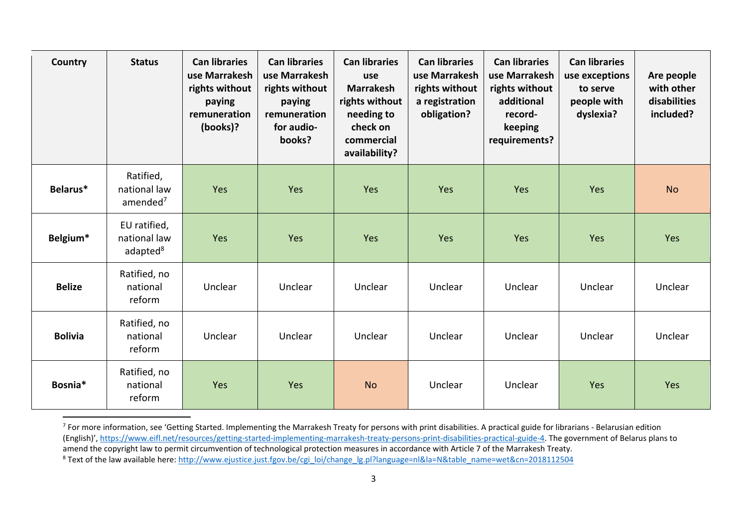| Country | Status | Can libraries use Marrakesh rights without paying remuneration (books)? | Can libraries use Marrakesh rights without paying remuneration for audio-books? | Can libraries use Marrakesh rights without needing to check on commercial availability? | Can libraries use Marrakesh rights without a registration obligation? | Can libraries use Marrakesh rights without additional record-keeping requirements? | Can libraries use exceptions to serve people with dyslexia? | Are people with other disabilities included? |
|---|---|---|---|---|---|---|---|---|
| **Belarus*** | Ratified, national law amended[7] | Yes | Yes | Yes | Yes | Yes | Yes | No |
| **Belgium*** | EU ratified, national law adapted[8] | Yes | Yes | Yes | Yes | Yes | Yes | Yes |
| **Belize** | Ratified, no national reform | Unclear | Unclear | Unclear | Unclear | Unclear | Unclear | Unclear |
| **Bolivia** | Ratified, no national reform | Unclear | Unclear | Unclear | Unclear | Unclear | Unclear | Unclear |
| **Bosnia*** | Ratified, no national reform | Yes | Yes | No | Unclear | Unclear | Yes | Yes |

[7] For more information, see 'Getting Started. Implementing the Marrakesh Treaty for persons with print disabilities. A practical guide for librarians - Belarusian edition (English)', https://www.eifl.net/resources/getting-started-implementing-marrakesh-treaty-persons-print-disabilities-practical-guide-4. The government of Belarus plans to amend the copyright law to permit circumvention of technological protection measures in accordance with Article 7 of the Marrakesh Treaty.

[8] Text of the law available here: http://www.ejustice.just.fgov.be/cgi_loi/change_lg.pl?language=nl&la=N&table_name=wet&cn=2018112504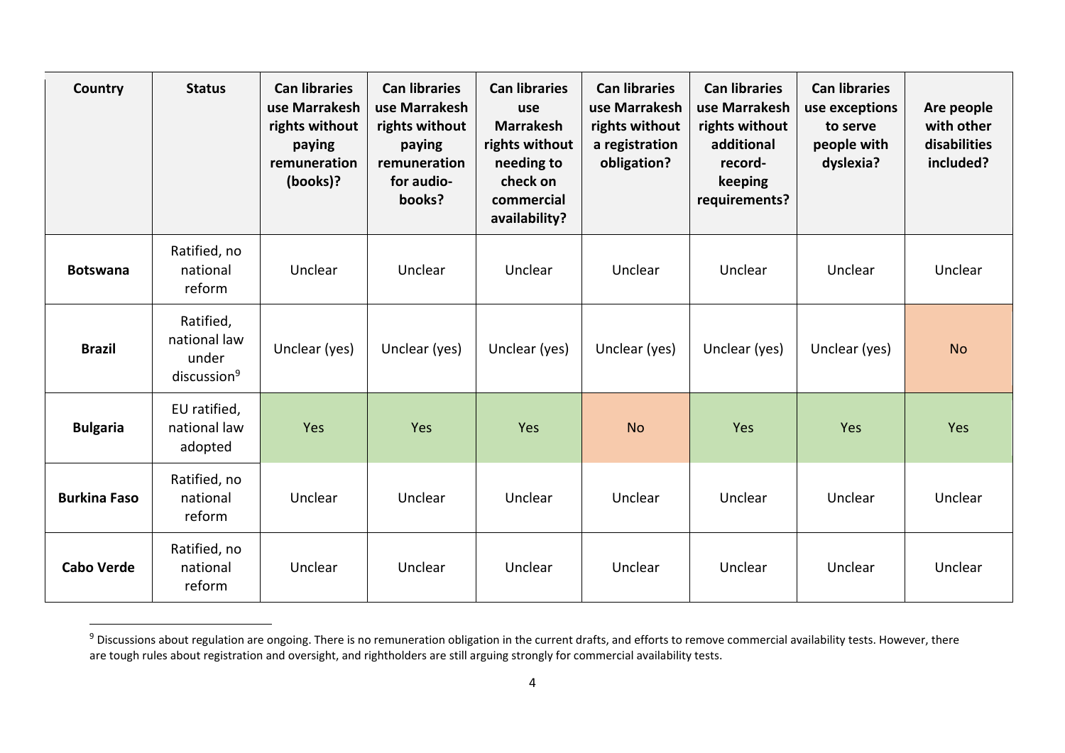| Country | Status | Can libraries use Marrakesh rights without paying remuneration (books)? | Can libraries use Marrakesh rights without paying remuneration for audio-books? | Can libraries use Marrakesh rights without needing to check on commercial availability? | Can libraries use Marrakesh rights without a registration obligation? | Can libraries use Marrakesh rights without additional record-keeping requirements? | Can libraries use exceptions to serve people with dyslexia? | Are people with other disabilities included? |
|---|---|---|---|---|---|---|---|---|
| **Botswana** | Ratified, no national reform | Unclear | Unclear | Unclear | Unclear | Unclear | Unclear | Unclear |
| **Brazil** | Ratified, national law under discussion[9] | Unclear (yes) | Unclear (yes) | Unclear (yes) | Unclear (yes) | Unclear (yes) | Unclear (yes) | No |
| **Bulgaria** | EU ratified, national law adopted | Yes | Yes | Yes | No | Yes | Yes | Yes |
| **Burkina Faso** | Ratified, no national reform | Unclear | Unclear | Unclear | Unclear | Unclear | Unclear | Unclear |
| **Cabo Verde** | Ratified, no national reform | Unclear | Unclear | Unclear | Unclear | Unclear | Unclear | Unclear |

[9] Discussions about regulation are ongoing. There is no remuneration obligation in the current drafts, and efforts to remove commercial availability tests. However, there are tough rules about registration and oversight, and rightholders are still arguing strongly for commercial availability tests.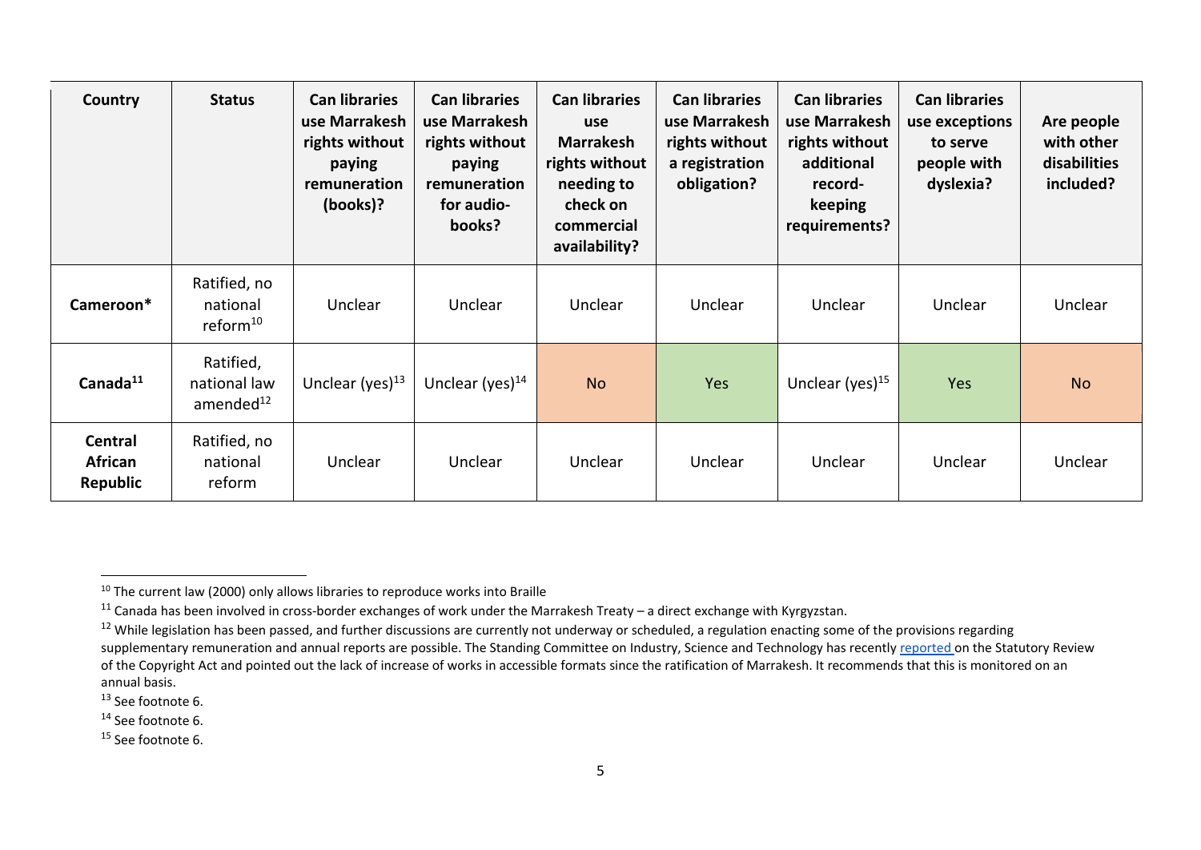| Country | Status | Can libraries use Marrakesh rights without paying remuneration (books)? | Can libraries use Marrakesh rights without paying remuneration for audio-books? | Can libraries use Marrakesh rights without needing to check on commercial availability? | Can libraries use Marrakesh rights without a registration obligation? | Can libraries use Marrakesh rights without additional record-keeping requirements? | Can libraries use exceptions to serve people with dyslexia? | Are people with other disabilities included? |
|---|---|---|---|---|---|---|---|---|
| **Cameroon*** | Ratified, no national reform[10] | Unclear | Unclear | Unclear | Unclear | Unclear | Unclear | Unclear |
| **Canada[11]** | Ratified, national law amended[12] | Unclear (yes)[13] | Unclear (yes)[14] | No | Yes | Unclear (yes)[15] | Yes | No |
| **Central African Republic** | Ratified, no national reform | Unclear | Unclear | Unclear | Unclear | Unclear | Unclear | Unclear |

[10] The current law (2000) only allows libraries to reproduce works into Braille

[11] Canada has been involved in cross-border exchanges of work under the Marrakesh Treaty – a direct exchange with Kyrgyzstan.

[12] While legislation has been passed, and further discussions are currently not underway or scheduled, a regulation enacting some of the provisions regarding supplementary remuneration and annual reports are possible. The Standing Committee on Industry, Science and Technology has recently reported on the Statutory Review of the Copyright Act and pointed out the lack of increase of works in accessible formats since the ratification of Marrakesh. It recommends that this is monitored on an annual basis.

[13] See footnote 6.

[14] See footnote 6.

[15] See footnote 6.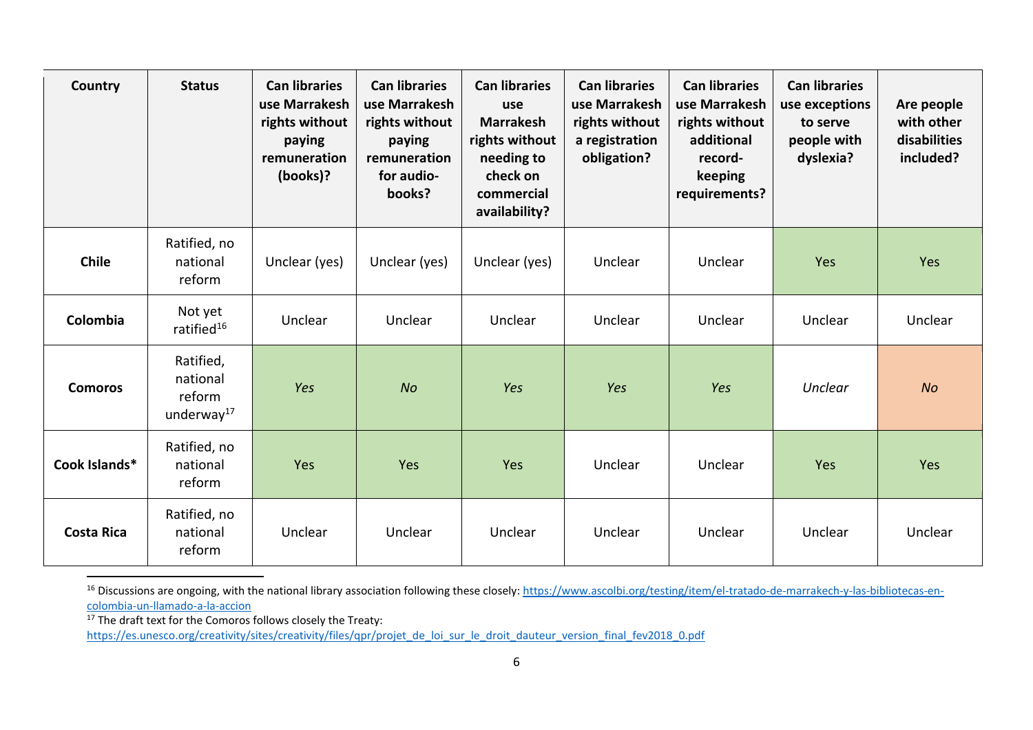| Country | Status | Can libraries use Marrakesh rights without paying remuneration (books)? | Can libraries use Marrakesh rights without paying remuneration for audio-books? | Can libraries use Marrakesh rights without needing to check on commercial availability? | Can libraries use Marrakesh rights without a registration obligation? | Can libraries use Marrakesh rights without additional record-keeping requirements? | Can libraries use exceptions to serve people with dyslexia? | Are people with other disabilities included? |
|---|---|---|---|---|---|---|---|---|
| **Chile** | Ratified, no national reform | Unclear (yes) | Unclear (yes) | Unclear (yes) | Unclear | Unclear | Yes | Yes |
| **Colombia** | Not yet ratified[16] | Unclear | Unclear | Unclear | Unclear | Unclear | Unclear | Unclear |
| **Comoros** | Ratified, national reform underway[17] | *Yes* | *No* | *Yes* | *Yes* | *Yes* | *Unclear* | *No* |
| **Cook Islands*** | Ratified, no national reform | Yes | Yes | Yes | Unclear | Unclear | Yes | Yes |
| **Costa Rica** | Ratified, no national reform | Unclear | Unclear | Unclear | Unclear | Unclear | Unclear | Unclear |

[16] Discussions are ongoing, with the national library association following these closely: https://www.ascolbi.org/testing/item/el-tratado-de-marrakech-y-las-bibliotecas-en-colombia-un-llamado-a-la-accion

[17] The draft text for the Comoros follows closely the Treaty: https://es.unesco.org/creativity/sites/creativity/files/qpr/projet_de_loi_sur_le_droit_dauteur_version_final_fev2018_0.pdf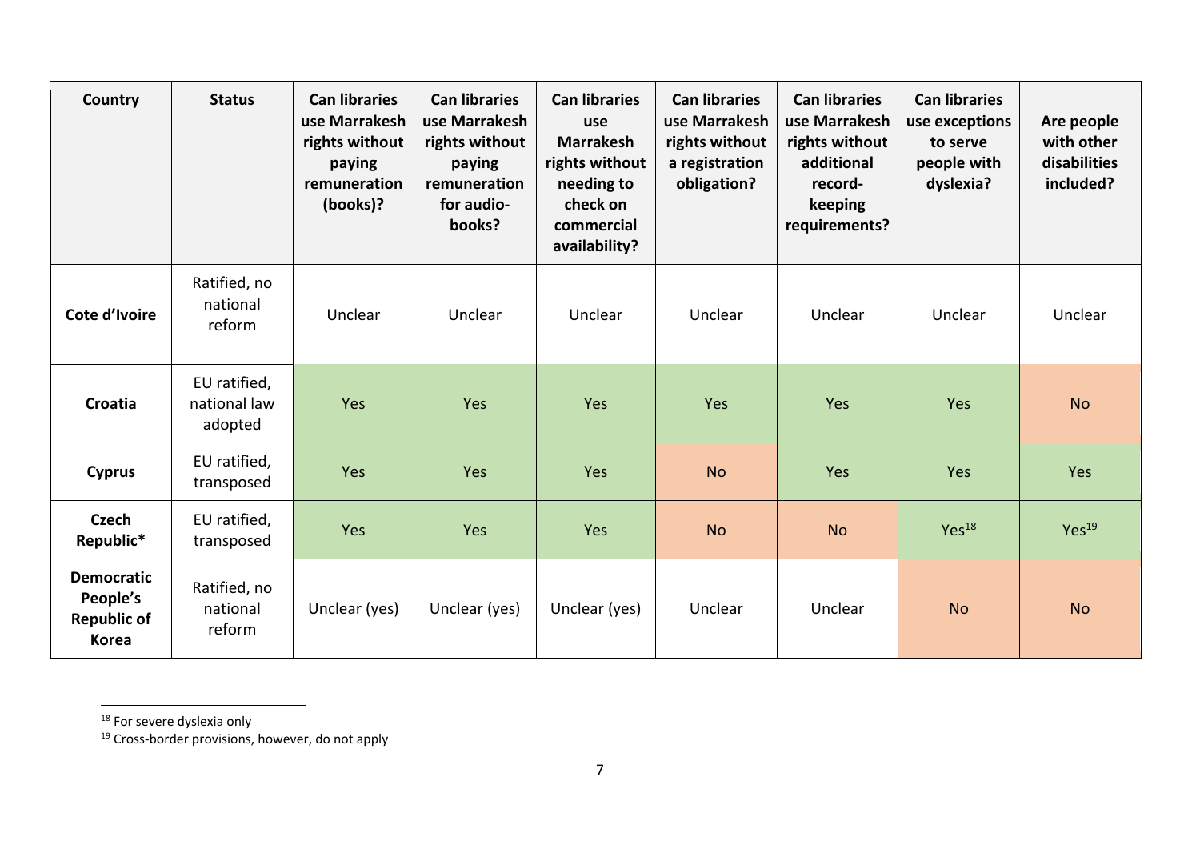| Country | Status | Can libraries use Marrakesh rights without paying remuneration (books)? | Can libraries use Marrakesh rights without paying remuneration for audio-books? | Can libraries use Marrakesh rights without needing to check on commercial availability? | Can libraries use Marrakesh rights without a registration obligation? | Can libraries use Marrakesh rights without additional record-keeping requirements? | Can libraries use exceptions to serve people with dyslexia? | Are people with other disabilities included? |
|---|---|---|---|---|---|---|---|---|
| **Cote d'Ivoire** | Ratified, no national reform | Unclear | Unclear | Unclear | Unclear | Unclear | Unclear | Unclear |
| **Croatia** | EU ratified, national law adopted | Yes | Yes | Yes | Yes | Yes | Yes | No |
| **Cyprus** | EU ratified, transposed | Yes | Yes | Yes | No | Yes | Yes | Yes |
| **Czech Republic*** | EU ratified, transposed | Yes | Yes | Yes | No | No | Yes[18] | Yes[19] |
| **Democratic People's Republic of Korea** | Ratified, no national reform | Unclear (yes) | Unclear (yes) | Unclear (yes) | Unclear | Unclear | No | No |

[18] For severe dyslexia only

[19] Cross-border provisions, however, do not apply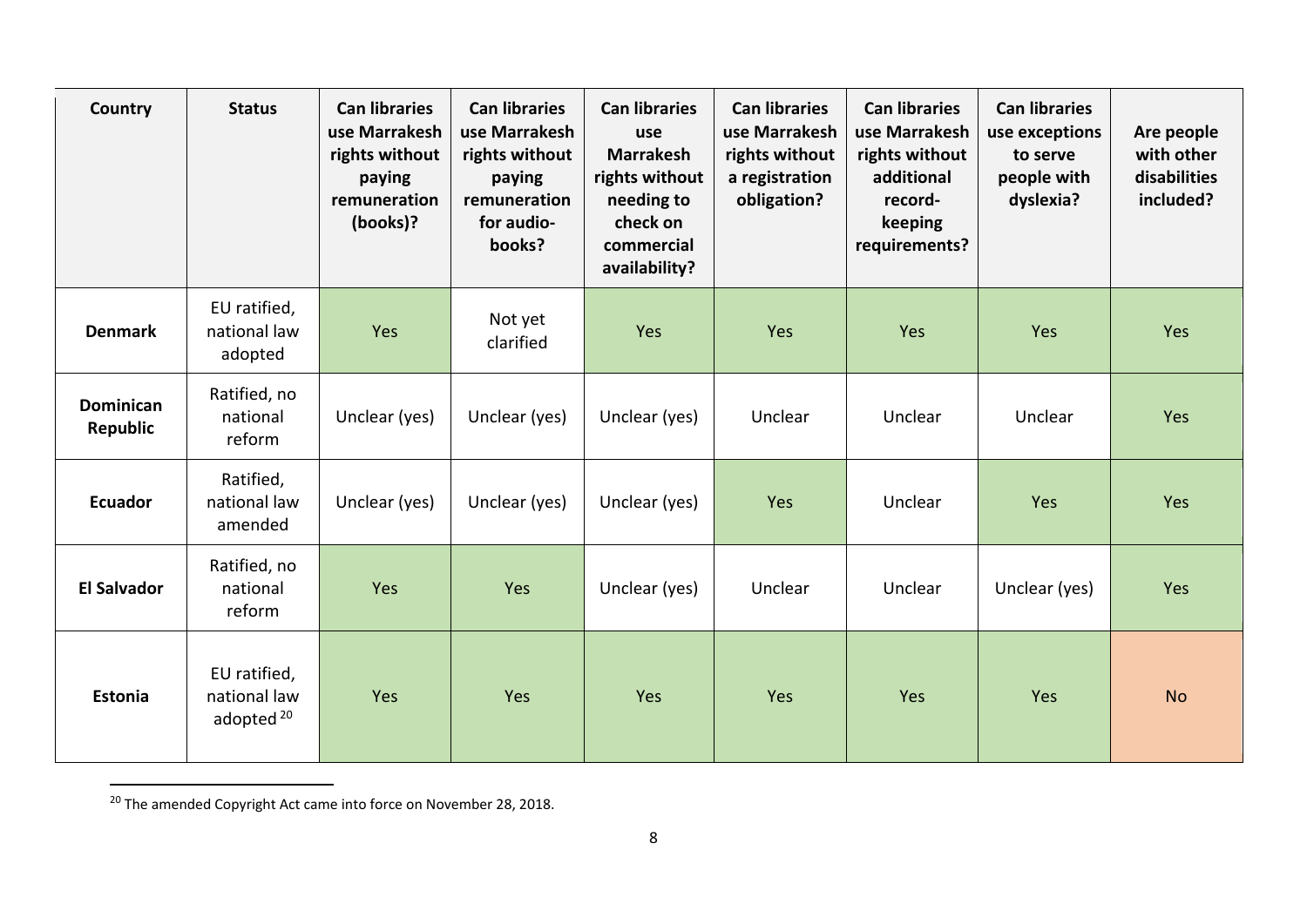| Country | Status | Can libraries use Marrakesh rights without paying remuneration (books)? | Can libraries use Marrakesh rights without paying remuneration for audio-books? | Can libraries use Marrakesh rights without needing to check on commercial availability? | Can libraries use Marrakesh rights without a registration obligation? | Can libraries use Marrakesh rights without additional record-keeping requirements? | Can libraries use exceptions to serve people with dyslexia? | Are people with other disabilities included? |
|---|---|---|---|---|---|---|---|---|
| **Denmark** | EU ratified, national law adopted | Yes | Not yet clarified | Yes | Yes | Yes | Yes | Yes |
| **Dominican Republic** | Ratified, no national reform | Unclear (yes) | Unclear (yes) | Unclear (yes) | Unclear | Unclear | Unclear | Yes |
| **Ecuador** | Ratified, national law amended | Unclear (yes) | Unclear (yes) | Unclear (yes) | Yes | Unclear | Yes | Yes |
| **El Salvador** | Ratified, no national reform | Yes | Yes | Unclear (yes) | Unclear | Unclear | Unclear (yes) | Yes |
| **Estonia** | EU ratified, national law adopted[20] | Yes | Yes | Yes | Yes | Yes | Yes | No |

[20] The amended Copyright Act came into force on November 28, 2018.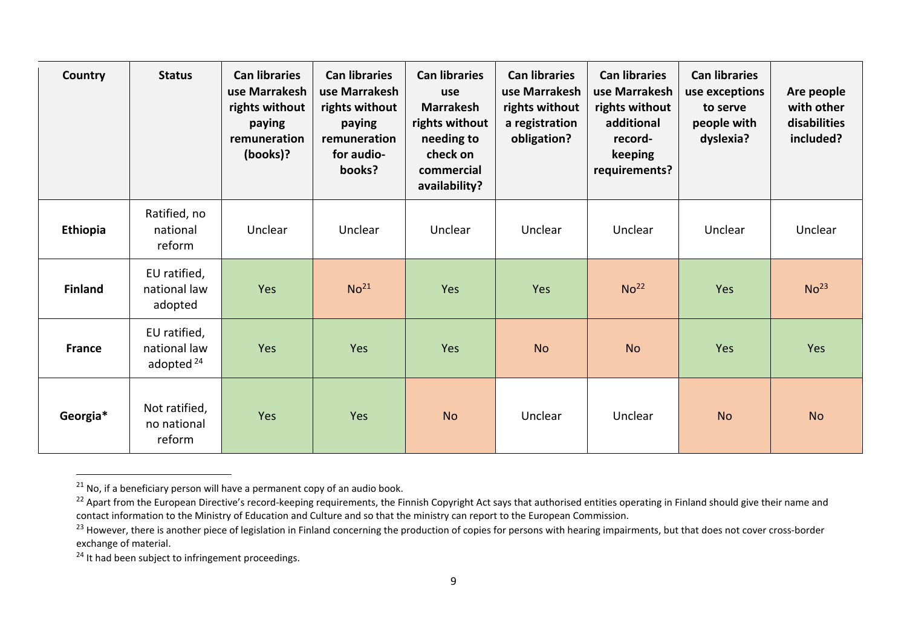| Country | Status | Can libraries use Marrakesh rights without paying remuneration (books)? | Can libraries use Marrakesh rights without paying remuneration for audio-books? | Can libraries use Marrakesh rights without needing to check on commercial availability? | Can libraries use Marrakesh rights without a registration obligation? | Can libraries use Marrakesh rights without additional record-keeping requirements? | Can libraries use exceptions to serve people with dyslexia? | Are people with other disabilities included? |
|---|---|---|---|---|---|---|---|---|
| **Ethiopia** | Ratified, no national reform | Unclear | Unclear | Unclear | Unclear | Unclear | Unclear | Unclear |
| **Finland** | EU ratified, national law adopted | Yes | No[21] | Yes | Yes | No[22] | Yes | No[23] |
| **France** | EU ratified, national law adopted[24] | Yes | Yes | Yes | No | No | Yes | Yes |
| **Georgia*** | Not ratified, no national reform | Yes | Yes | No | Unclear | Unclear | No | No |

[21] No, if a beneficiary person will have a permanent copy of an audio book.

[22] Apart from the European Directive's record-keeping requirements, the Finnish Copyright Act says that authorised entities operating in Finland should give their name and contact information to the Ministry of Education and Culture and so that the ministry can report to the European Commission.

[23] However, there is another piece of legislation in Finland concerning the production of copies for persons with hearing impairments, but that does not cover cross-border exchange of material.

[24] It had been subject to infringement proceedings.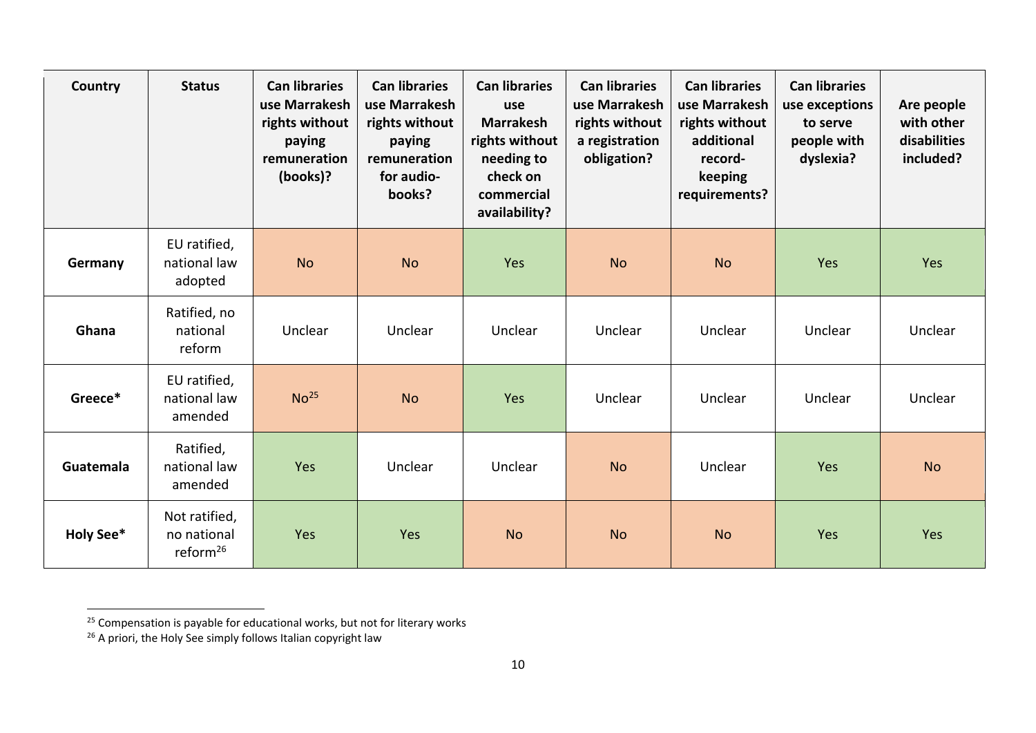| Country | Status | Can libraries use Marrakesh rights without paying remuneration (books)? | Can libraries use Marrakesh rights without paying remuneration for audio-books? | Can libraries use Marrakesh rights without needing to check on commercial availability? | Can libraries use Marrakesh rights without a registration obligation? | Can libraries use Marrakesh rights without additional record-keeping requirements? | Can libraries use exceptions to serve people with dyslexia? | Are people with other disabilities included? |
|---|---|---|---|---|---|---|---|---|
| **Germany** | EU ratified, national law adopted | No | No | Yes | No | No | Yes | Yes |
| **Ghana** | Ratified, no national reform | Unclear | Unclear | Unclear | Unclear | Unclear | Unclear | Unclear |
| **Greece*** | EU ratified, national law amended | No[25] | No | Yes | Unclear | Unclear | Unclear | Unclear |
| **Guatemala** | Ratified, national law amended | Yes | Unclear | Unclear | No | Unclear | Yes | No |
| **Holy See*** | Not ratified, no national reform[26] | Yes | Yes | No | No | No | Yes | Yes |

[25] Compensation is payable for educational works, but not for literary works

[26] A priori, the Holy See simply follows Italian copyright law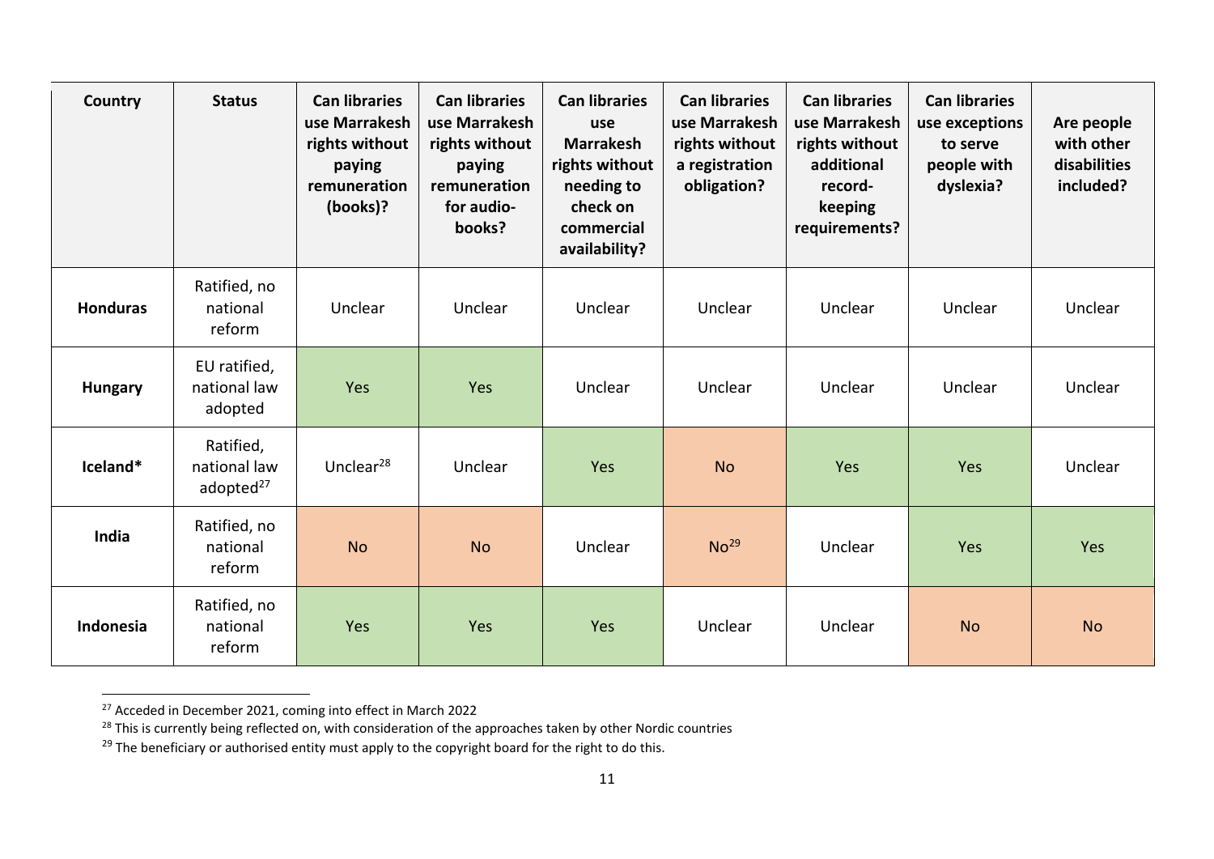| Country | Status | Can libraries use Marrakesh rights without paying remuneration (books)? | Can libraries use Marrakesh rights without paying remuneration for audio-books? | Can libraries use Marrakesh rights without needing to check on commercial availability? | Can libraries use Marrakesh rights without a registration obligation? | Can libraries use Marrakesh rights without additional record-keeping requirements? | Can libraries use exceptions to serve people with dyslexia? | Are people with other disabilities included? |
|---|---|---|---|---|---|---|---|---|
| **Honduras** | Ratified, no national reform | Unclear | Unclear | Unclear | Unclear | Unclear | Unclear | Unclear |
| **Hungary** | EU ratified, national law adopted | Yes | Yes | Unclear | Unclear | Unclear | Unclear | Unclear |
| **Iceland*** | Ratified, national law adopted[27] | Unclear[28] | Unclear | Yes | No | Yes | Yes | Unclear |
| **India** | Ratified, no national reform | No | No | Unclear | No[29] | Unclear | Yes | Yes |
| **Indonesia** | Ratified, no national reform | Yes | Yes | Yes | Unclear | Unclear | No | No |

[27] Acceded in December 2021, coming into effect in March 2022

[28] This is currently being reflected on, with consideration of the approaches taken by other Nordic countries

[29] The beneficiary or authorised entity must apply to the copyright board for the right to do this.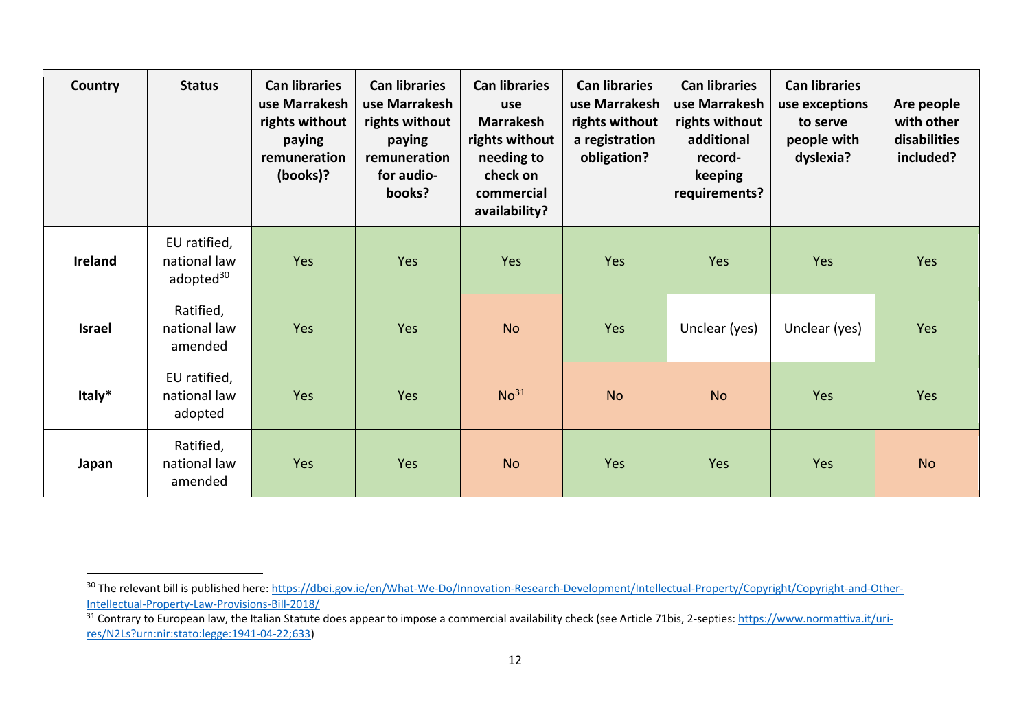| Country | Status | Can libraries use Marrakesh rights without paying remuneration (books)? | Can libraries use Marrakesh rights without paying remuneration for audio-books? | Can libraries use Marrakesh rights without needing to check on commercial availability? | Can libraries use Marrakesh rights without a registration obligation? | Can libraries use Marrakesh rights without additional record-keeping requirements? | Can libraries use exceptions to serve people with dyslexia? | Are people with other disabilities included? |
|---|---|---|---|---|---|---|---|---|
| **Ireland** | EU ratified, national law adopted[30] | Yes | Yes | Yes | Yes | Yes | Yes | Yes |
| **Israel** | Ratified, national law amended | Yes | Yes | No | Yes | Unclear (yes) | Unclear (yes) | Yes |
| **Italy*** | EU ratified, national law adopted | Yes | Yes | No[31] | No | No | Yes | Yes |
| **Japan** | Ratified, national law amended | Yes | Yes | No | Yes | Yes | Yes | No |

[30] The relevant bill is published here: https://dbei.gov.ie/en/What-We-Do/Innovation-Research-Development/Intellectual-Property/Copyright/Copyright-and-Other-Intellectual-Property-Law-Provisions-Bill-2018/

[31] Contrary to European law, the Italian Statute does appear to impose a commercial availability check (see Article 71bis, 2-septies: https://www.normattiva.it/uri-res/N2Ls?urn:nir:stato:legge:1941-04-22;633)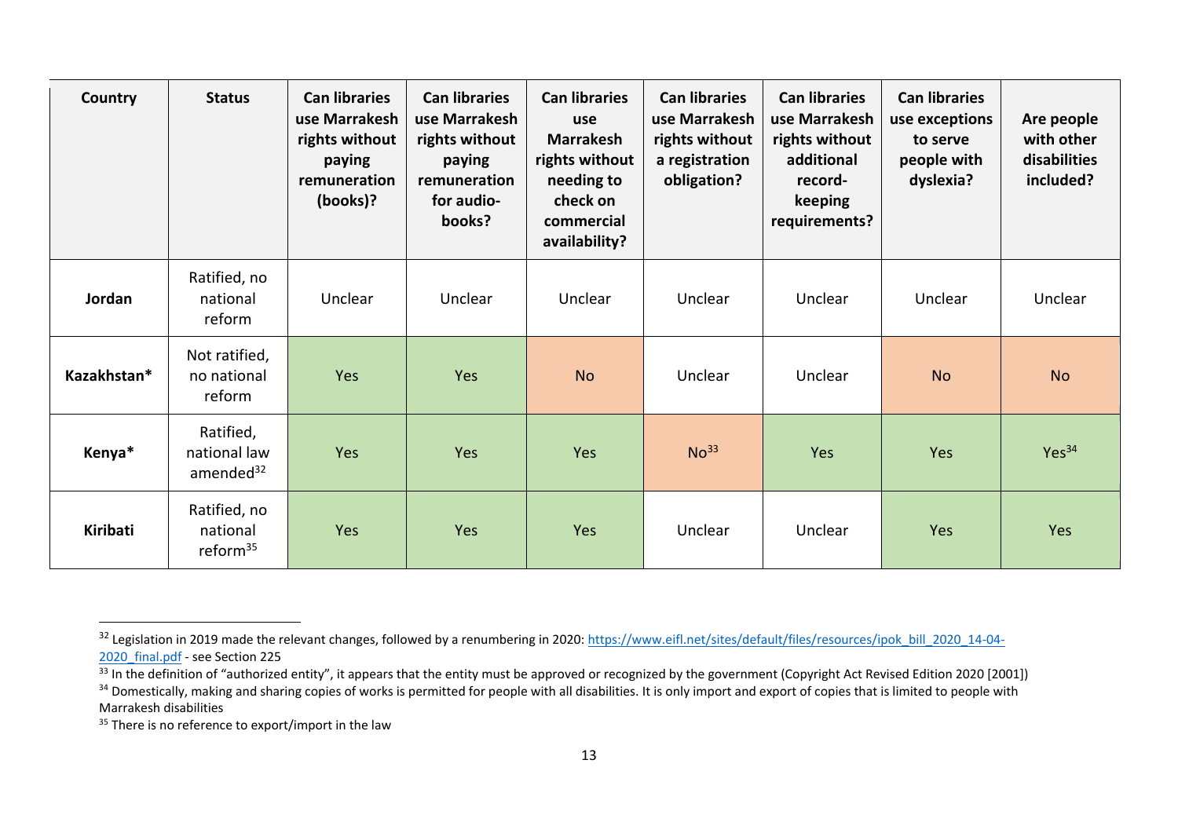| Country | Status | Can libraries use Marrakesh rights without paying remuneration (books)? | Can libraries use Marrakesh rights without paying remuneration for audio-books? | Can libraries use Marrakesh rights without needing to check on commercial availability? | Can libraries use Marrakesh rights without a registration obligation? | Can libraries use Marrakesh rights without additional record-keeping requirements? | Can libraries use exceptions to serve people with dyslexia? | Are people with other disabilities included? |
|---|---|---|---|---|---|---|---|---|
| **Jordan** | Ratified, no national reform | Unclear | Unclear | Unclear | Unclear | Unclear | Unclear | Unclear |
| **Kazakhstan*** | Not ratified, no national reform | Yes | Yes | No | Unclear | Unclear | No | No |
| **Kenya*** | Ratified, national law amended[32] | Yes | Yes | Yes | No[33] | Yes | Yes | Yes[34] |
| **Kiribati** | Ratified, no national reform[35] | Yes | Yes | Yes | Unclear | Unclear | Yes | Yes |

[32] Legislation in 2019 made the relevant changes, followed by a renumbering in 2020: https://www.eifl.net/sites/default/files/resources/ipok_bill_2020_14-04-2020_final.pdf - see Section 225

[33] In the definition of "authorized entity", it appears that the entity must be approved or recognized by the government (Copyright Act Revised Edition 2020 [2001])

[34] Domestically, making and sharing copies of works is permitted for people with all disabilities. It is only import and export of copies that is limited to people with Marrakesh disabilities

[35] There is no reference to export/import in the law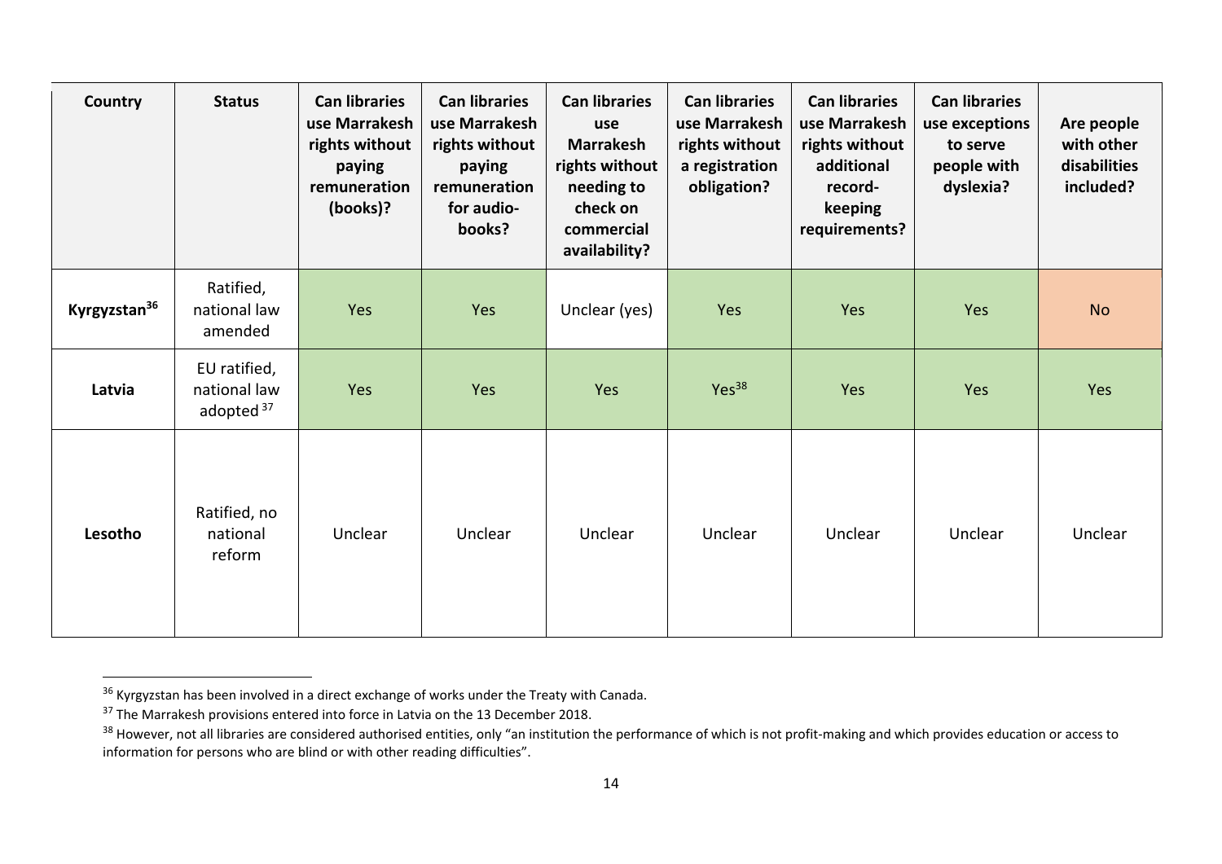| Country | Status | Can libraries use Marrakesh rights without paying remuneration (books)? | Can libraries use Marrakesh rights without paying remuneration for audio-books? | Can libraries use Marrakesh rights without needing to check on commercial availability? | Can libraries use Marrakesh rights without a registration obligation? | Can libraries use Marrakesh rights without additional record-keeping requirements? | Can libraries use exceptions to serve people with dyslexia? | Are people with other disabilities included? |
|---|---|---|---|---|---|---|---|---|
| **Kyrgyzstan**[36] | Ratified, national law amended | Yes | Yes | Unclear (yes) | Yes | Yes | Yes | No |
| **Latvia** | EU ratified, national law adopted [37] | Yes | Yes | Yes | Yes[38] | Yes | Yes | Yes |
| **Lesotho** | Ratified, no national reform | Unclear | Unclear | Unclear | Unclear | Unclear | Unclear | Unclear |

[36] Kyrgyzstan has been involved in a direct exchange of works under the Treaty with Canada.

[37] The Marrakesh provisions entered into force in Latvia on the 13 December 2018.

[38] However, not all libraries are considered authorised entities, only "an institution the performance of which is not profit-making and which provides education or access to information for persons who are blind or with other reading difficulties".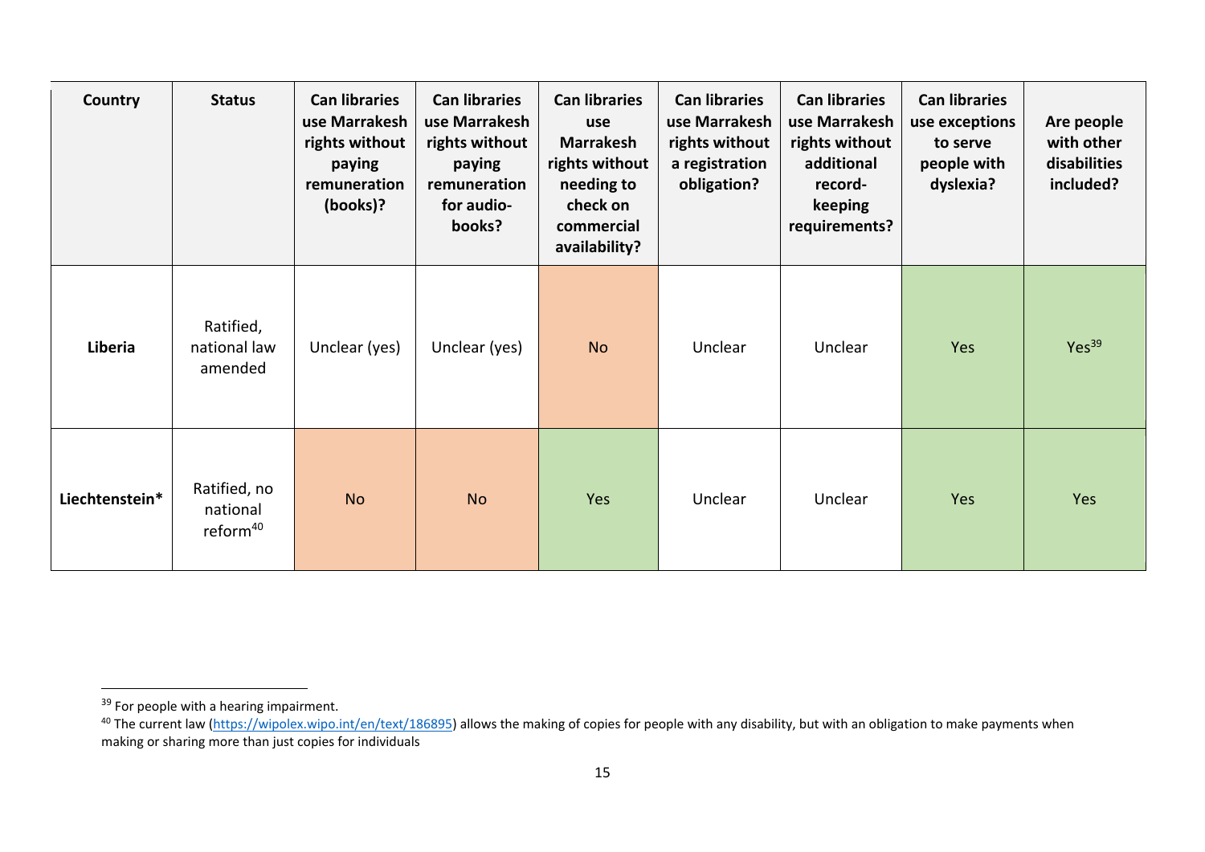| Country | Status | Can libraries use Marrakesh rights without paying remuneration (books)? | Can libraries use Marrakesh rights without paying remuneration for audio-books? | Can libraries use Marrakesh rights without needing to check on commercial availability? | Can libraries use Marrakesh rights without a registration obligation? | Can libraries use Marrakesh rights without additional record-keeping requirements? | Can libraries use exceptions to serve people with dyslexia? | Are people with other disabilities included? |
|---|---|---|---|---|---|---|---|---|
| **Liberia** | Ratified, national law amended | Unclear (yes) | Unclear (yes) | No | Unclear | Unclear | Yes | Yes[39] |
| **Liechtenstein*** | Ratified, no national reform[40] | No | No | Yes | Unclear | Unclear | Yes | Yes |

[39] For people with a hearing impairment.

[40] The current law (https://wipolex.wipo.int/en/text/186895) allows the making of copies for people with any disability, but with an obligation to make payments when making or sharing more than just copies for individuals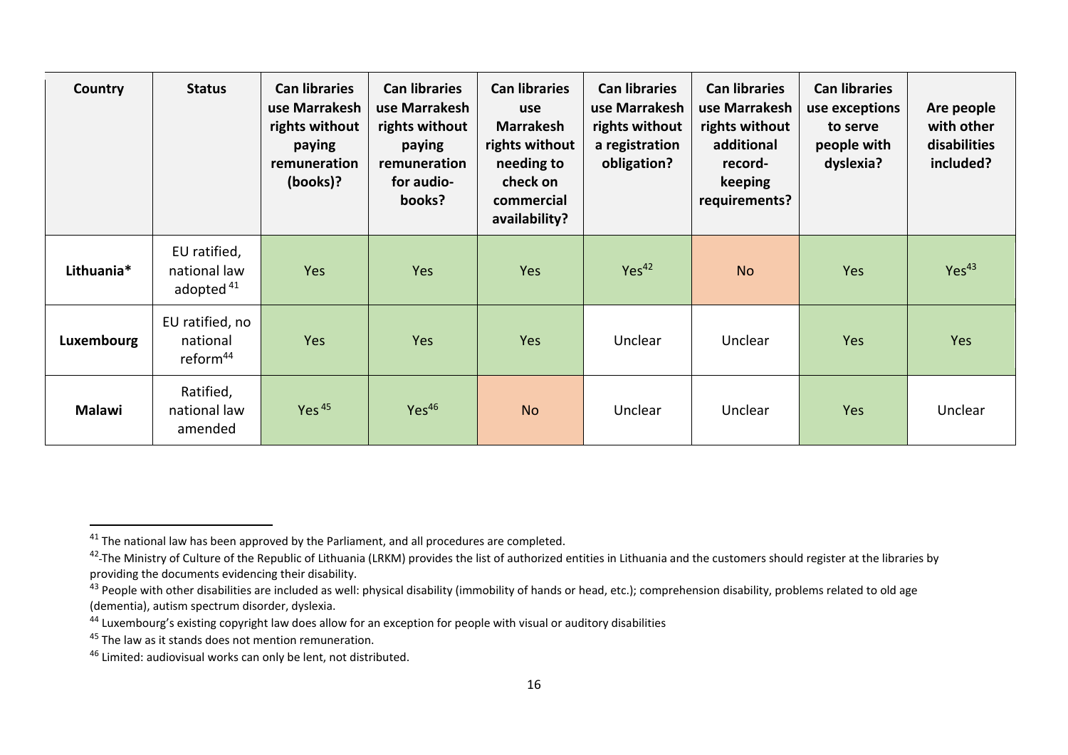| Country | Status | Can libraries use Marrakesh rights without paying remuneration (books)? | Can libraries use Marrakesh rights without paying remuneration for audio-books? | Can libraries use Marrakesh rights without needing to check on commercial availability? | Can libraries use Marrakesh rights without a registration obligation? | Can libraries use Marrakesh rights without additional record-keeping requirements? | Can libraries use exceptions to serve people with dyslexia? | Are people with other disabilities included? |
|---|---|---|---|---|---|---|---|---|
| **Lithuania*** | EU ratified, national law adopted [41] | Yes | Yes | Yes | Yes[42] | No | Yes | Yes[43] |
| **Luxembourg** | EU ratified, no national reform[44] | Yes | Yes | Yes | Unclear | Unclear | Yes | Yes |
| **Malawi** | Ratified, national law amended | Yes [45] | Yes[46] | No | Unclear | Unclear | Yes | Unclear |

[41] The national law has been approved by the Parliament, and all procedures are completed.

[42] The Ministry of Culture of the Republic of Lithuania (LRKM) provides the list of authorized entities in Lithuania and the customers should register at the libraries by providing the documents evidencing their disability.

[43] People with other disabilities are included as well: physical disability (immobility of hands or head, etc.); comprehension disability, problems related to old age (dementia), autism spectrum disorder, dyslexia.

[44] Luxembourg's existing copyright law does allow for an exception for people with visual or auditory disabilities

[45] The law as it stands does not mention remuneration.

[46] Limited: audiovisual works can only be lent, not distributed.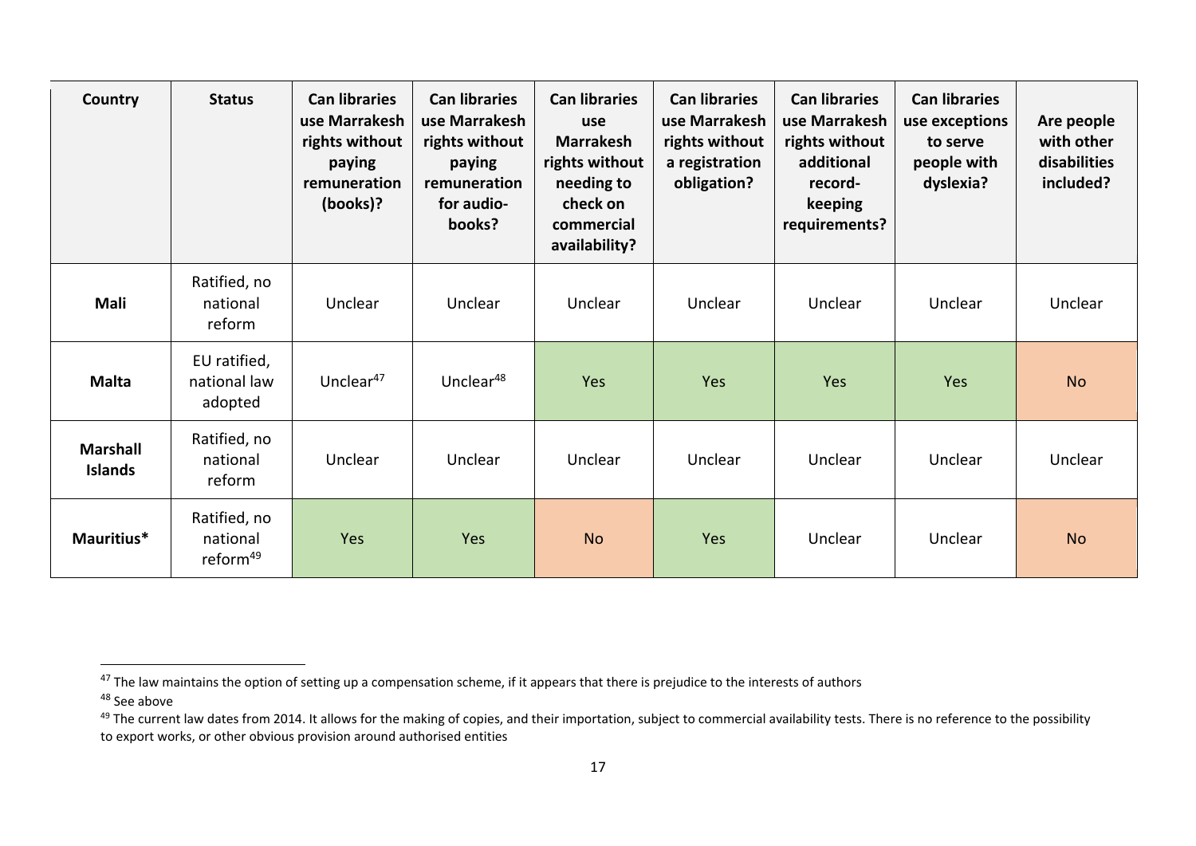| Country | Status | Can libraries use Marrakesh rights without paying remuneration (books)? | Can libraries use Marrakesh rights without paying remuneration for audio-books? | Can libraries use Marrakesh rights without needing to check on commercial availability? | Can libraries use Marrakesh rights without a registration obligation? | Can libraries use Marrakesh rights without additional record-keeping requirements? | Can libraries use exceptions to serve people with dyslexia? | Are people with other disabilities included? |
|---|---|---|---|---|---|---|---|---|
| **Mali** | Ratified, no national reform | Unclear | Unclear | Unclear | Unclear | Unclear | Unclear | Unclear |
| **Malta** | EU ratified, national law adopted | Unclear[47] | Unclear[48] | Yes | Yes | Yes | Yes | No |
| **Marshall Islands** | Ratified, no national reform | Unclear | Unclear | Unclear | Unclear | Unclear | Unclear | Unclear |
| **Mauritius*** | Ratified, no national reform[49] | Yes | Yes | No | Yes | Unclear | Unclear | No |

[47] The law maintains the option of setting up a compensation scheme, if it appears that there is prejudice to the interests of authors

[48] See above

[49] The current law dates from 2014. It allows for the making of copies, and their importation, subject to commercial availability tests. There is no reference to the possibility to export works, or other obvious provision around authorised entities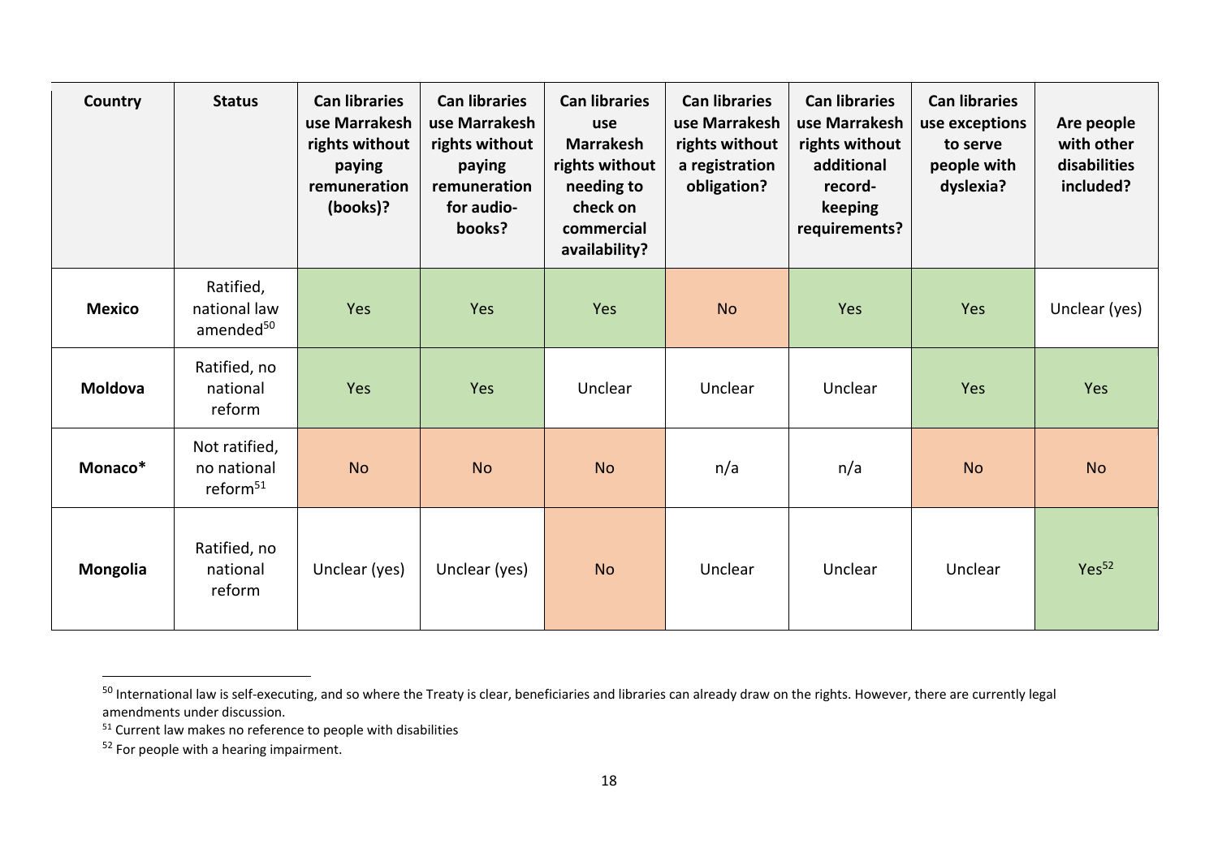| Country | Status | Can libraries use Marrakesh rights without paying remuneration (books)? | Can libraries use Marrakesh rights without paying remuneration for audio-books? | Can libraries use Marrakesh rights without needing to check on commercial availability? | Can libraries use Marrakesh rights without a registration obligation? | Can libraries use Marrakesh rights without additional record-keeping requirements? | Can libraries use exceptions to serve people with dyslexia? | Are people with other disabilities included? |
|---|---|---|---|---|---|---|---|---|
| **Mexico** | Ratified, national law amended[50] | Yes | Yes | Yes | No | Yes | Yes | Unclear (yes) |
| **Moldova** | Ratified, no national reform | Yes | Yes | Unclear | Unclear | Unclear | Yes | Yes |
| **Monaco*** | Not ratified, no national reform[51] | No | No | No | n/a | n/a | No | No |
| **Mongolia** | Ratified, no national reform | Unclear (yes) | Unclear (yes) | No | Unclear | Unclear | Unclear | Yes[52] |

[50] International law is self-executing, and so where the Treaty is clear, beneficiaries and libraries can already draw on the rights. However, there are currently legal amendments under discussion.

[51] Current law makes no reference to people with disabilities

[52] For people with a hearing impairment.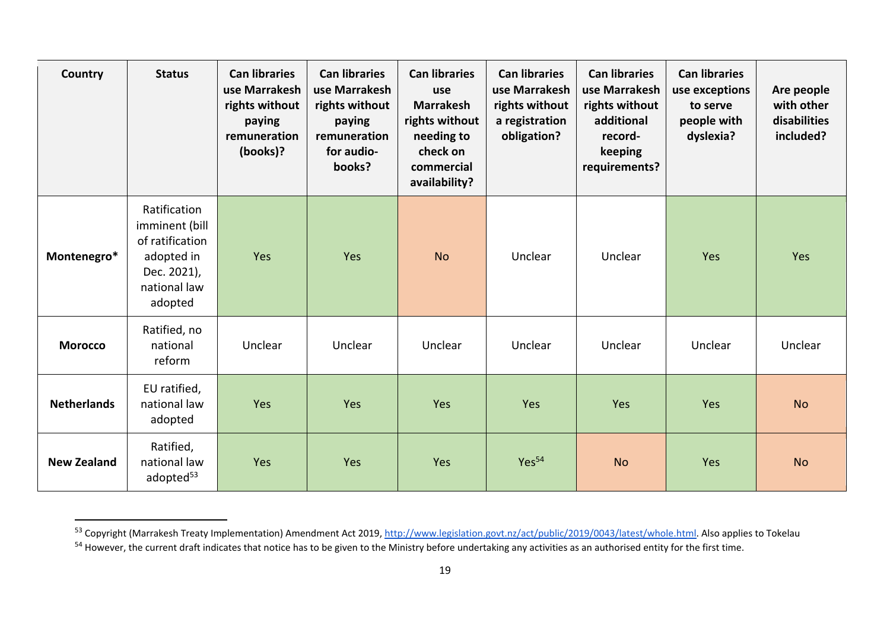| Country | Status | Can libraries use Marrakesh rights without paying remuneration (books)? | Can libraries use Marrakesh rights without paying remuneration for audio-books? | Can libraries use Marrakesh rights without needing to check on commercial availability? | Can libraries use Marrakesh rights without a registration obligation? | Can libraries use Marrakesh rights without additional record-keeping requirements? | Can libraries use exceptions to serve people with dyslexia? | Are people with other disabilities included? |
|---|---|---|---|---|---|---|---|---|
| **Montenegro*** | Ratification imminent (bill of ratification adopted in Dec. 2021), national law adopted | Yes | Yes | No | Unclear | Unclear | Yes | Yes |
| **Morocco** | Ratified, no national reform | Unclear | Unclear | Unclear | Unclear | Unclear | Unclear | Unclear |
| **Netherlands** | EU ratified, national law adopted | Yes | Yes | Yes | Yes | Yes | Yes | No |
| **New Zealand** | Ratified, national law adopted[53] | Yes | Yes | Yes | Yes[54] | No | Yes | No |

[53] Copyright (Marrakesh Treaty Implementation) Amendment Act 2019, http://www.legislation.govt.nz/act/public/2019/0043/latest/whole.html. Also applies to Tokelau

[54] However, the current draft indicates that notice has to be given to the Ministry before undertaking any activities as an authorised entity for the first time.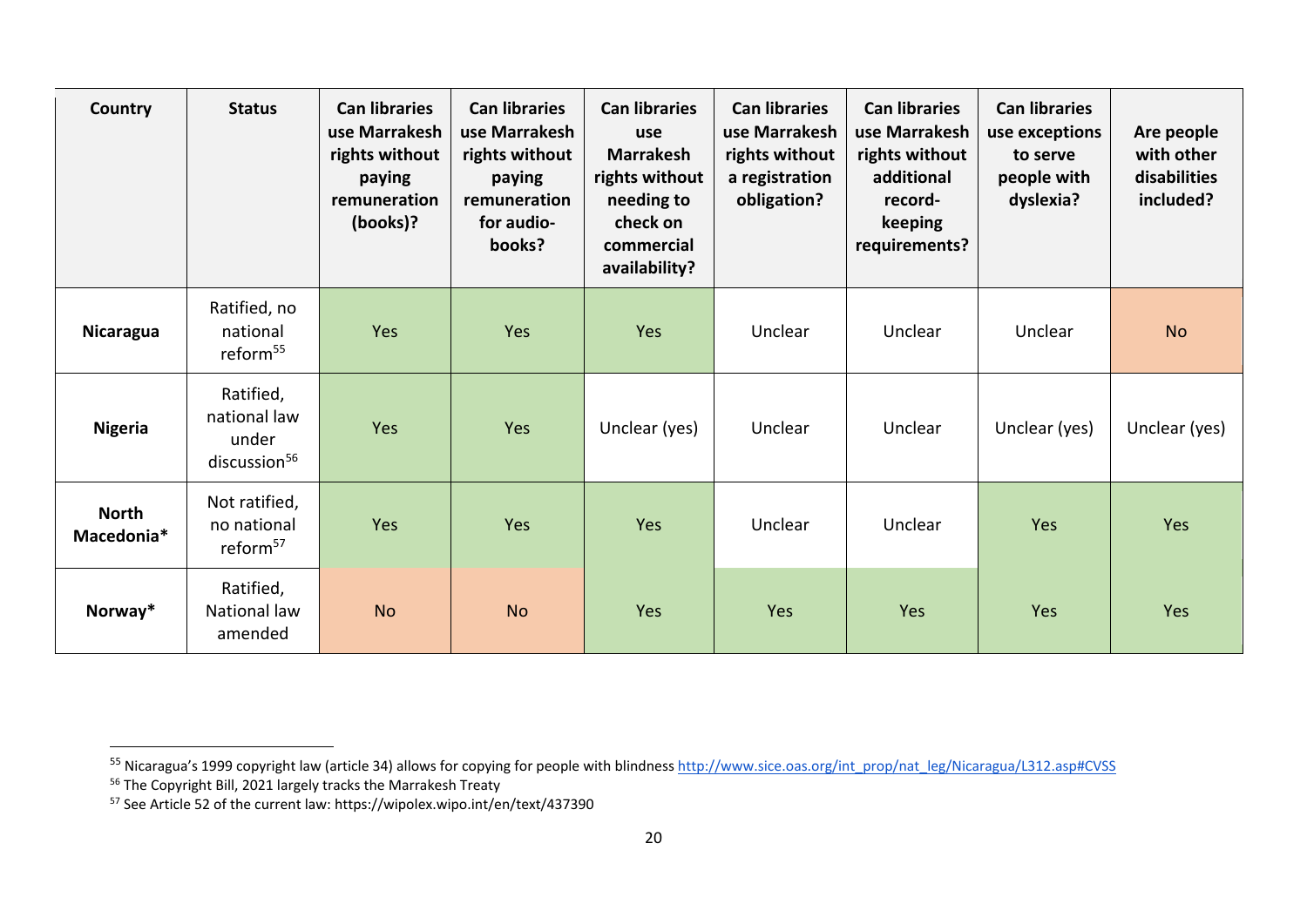| Country | Status | Can libraries use Marrakesh rights without paying remuneration (books)? | Can libraries use Marrakesh rights without paying remuneration for audio-books? | Can libraries use Marrakesh rights without needing to check on commercial availability? | Can libraries use Marrakesh rights without a registration obligation? | Can libraries use Marrakesh rights without additional record-keeping requirements? | Can libraries use exceptions to serve people with dyslexia? | Are people with other disabilities included? |
|---|---|---|---|---|---|---|---|---|
| **Nicaragua** | Ratified, no national reform[55] | Yes | Yes | Yes | Unclear | Unclear | Unclear | No |
| **Nigeria** | Ratified, national law under discussion[56] | Yes | Yes | Unclear (yes) | Unclear | Unclear | Unclear (yes) | Unclear (yes) |
| **North Macedonia*** | Not ratified, no national reform[57] | Yes | Yes | Yes | Unclear | Unclear | Yes | Yes |
| **Norway*** | Ratified, National law amended | No | No | Yes | Yes | Yes | Yes | Yes |

[55] Nicaragua's 1999 copyright law (article 34) allows for copying for people with blindness http://www.sice.oas.org/int_prop/nat_leg/Nicaragua/L312.asp#CVSS

[56] The Copyright Bill, 2021 largely tracks the Marrakesh Treaty

[57] See Article 52 of the current law: https://wipolex.wipo.int/en/text/437390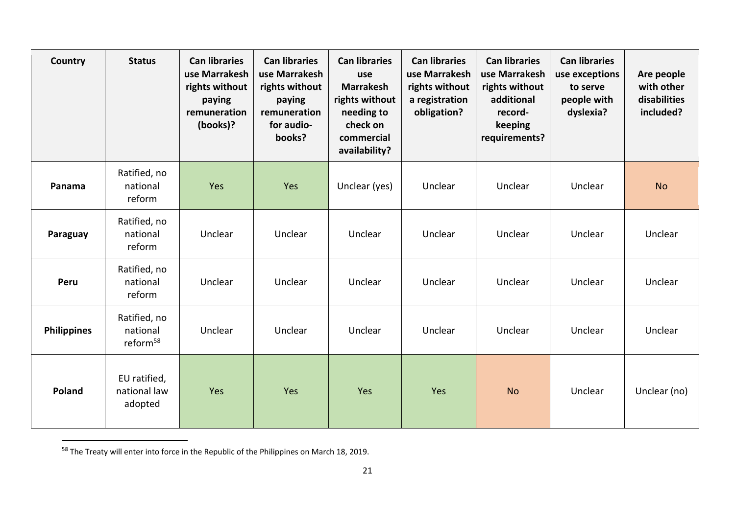| Country | Status | Can libraries use Marrakesh rights without paying remuneration (books)? | Can libraries use Marrakesh rights without paying remuneration for audio-books? | Can libraries use Marrakesh rights without needing to check on commercial availability? | Can libraries use Marrakesh rights without a registration obligation? | Can libraries use Marrakesh rights without additional record-keeping requirements? | Can libraries use exceptions to serve people with dyslexia? | Are people with other disabilities included? |
|---|---|---|---|---|---|---|---|---|
| **Panama** | Ratified, no national reform | Yes | Yes | Unclear (yes) | Unclear | Unclear | Unclear | No |
| **Paraguay** | Ratified, no national reform | Unclear | Unclear | Unclear | Unclear | Unclear | Unclear | Unclear |
| **Peru** | Ratified, no national reform | Unclear | Unclear | Unclear | Unclear | Unclear | Unclear | Unclear |
| **Philippines** | Ratified, no national reform[58] | Unclear | Unclear | Unclear | Unclear | Unclear | Unclear | Unclear |
| **Poland** | EU ratified, national law adopted | Yes | Yes | Yes | Yes | No | Unclear | Unclear (no) |

[58] The Treaty will enter into force in the Republic of the Philippines on March 18, 2019.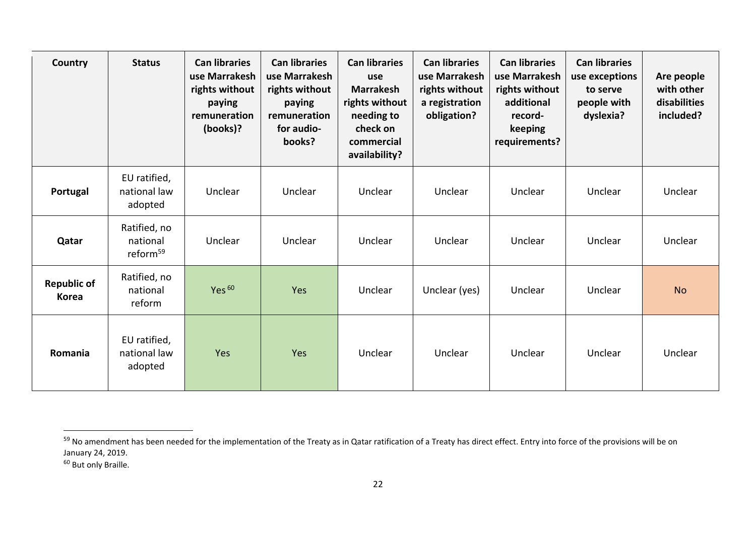| Country | Status | Can libraries use Marrakesh rights without paying remuneration (books)? | Can libraries use Marrakesh rights without paying remuneration for audio-books? | Can libraries use Marrakesh rights without needing to check on commercial availability? | Can libraries use Marrakesh rights without a registration obligation? | Can libraries use Marrakesh rights without additional record-keeping requirements? | Can libraries use exceptions to serve people with dyslexia? | Are people with other disabilities included? |
|---|---|---|---|---|---|---|---|---|
| **Portugal** | EU ratified, national law adopted | Unclear | Unclear | Unclear | Unclear | Unclear | Unclear | Unclear |
| **Qatar** | Ratified, no national reform[59] | Unclear | Unclear | Unclear | Unclear | Unclear | Unclear | Unclear |
| **Republic of Korea** | Ratified, no national reform | Yes[60] | Yes | Unclear | Unclear (yes) | Unclear | Unclear | No |
| **Romania** | EU ratified, national law adopted | Yes | Yes | Unclear | Unclear | Unclear | Unclear | Unclear |

[59] No amendment has been needed for the implementation of the Treaty as in Qatar ratification of a Treaty has direct effect. Entry into force of the provisions will be on January 24, 2019.

[60] But only Braille.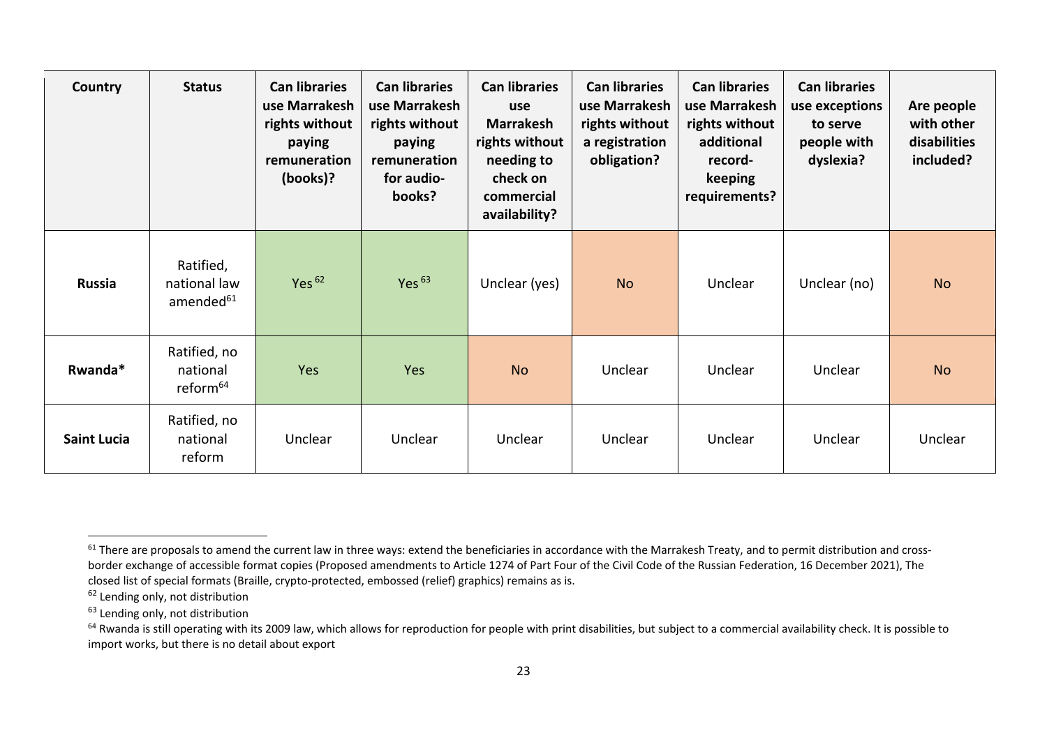| Country | Status | Can libraries use Marrakesh rights without paying remuneration (books)? | Can libraries use Marrakesh rights without paying remuneration for audio-books? | Can libraries use Marrakesh rights without needing to check on commercial availability? | Can libraries use Marrakesh rights without a registration obligation? | Can libraries use Marrakesh rights without additional record-keeping requirements? | Can libraries use exceptions to serve people with dyslexia? | Are people with other disabilities included? |
|---|---|---|---|---|---|---|---|---|
| **Russia** | Ratified, national law amended[61] | Yes [62] | Yes [63] | Unclear (yes) | No | Unclear | Unclear (no) | No |
| **Rwanda*** | Ratified, no national reform[64] | Yes | Yes | No | Unclear | Unclear | Unclear | No |
| **Saint Lucia** | Ratified, no national reform | Unclear | Unclear | Unclear | Unclear | Unclear | Unclear | Unclear |

[61] There are proposals to amend the current law in three ways: extend the beneficiaries in accordance with the Marrakesh Treaty, and to permit distribution and cross-border exchange of accessible format copies (Proposed amendments to Article 1274 of Part Four of the Civil Code of the Russian Federation, 16 December 2021), The closed list of special formats (Braille, crypto-protected, embossed (relief) graphics) remains as is.

[62] Lending only, not distribution

[63] Lending only, not distribution

[64] Rwanda is still operating with its 2009 law, which allows for reproduction for people with print disabilities, but subject to a commercial availability check. It is possible to import works, but there is no detail about export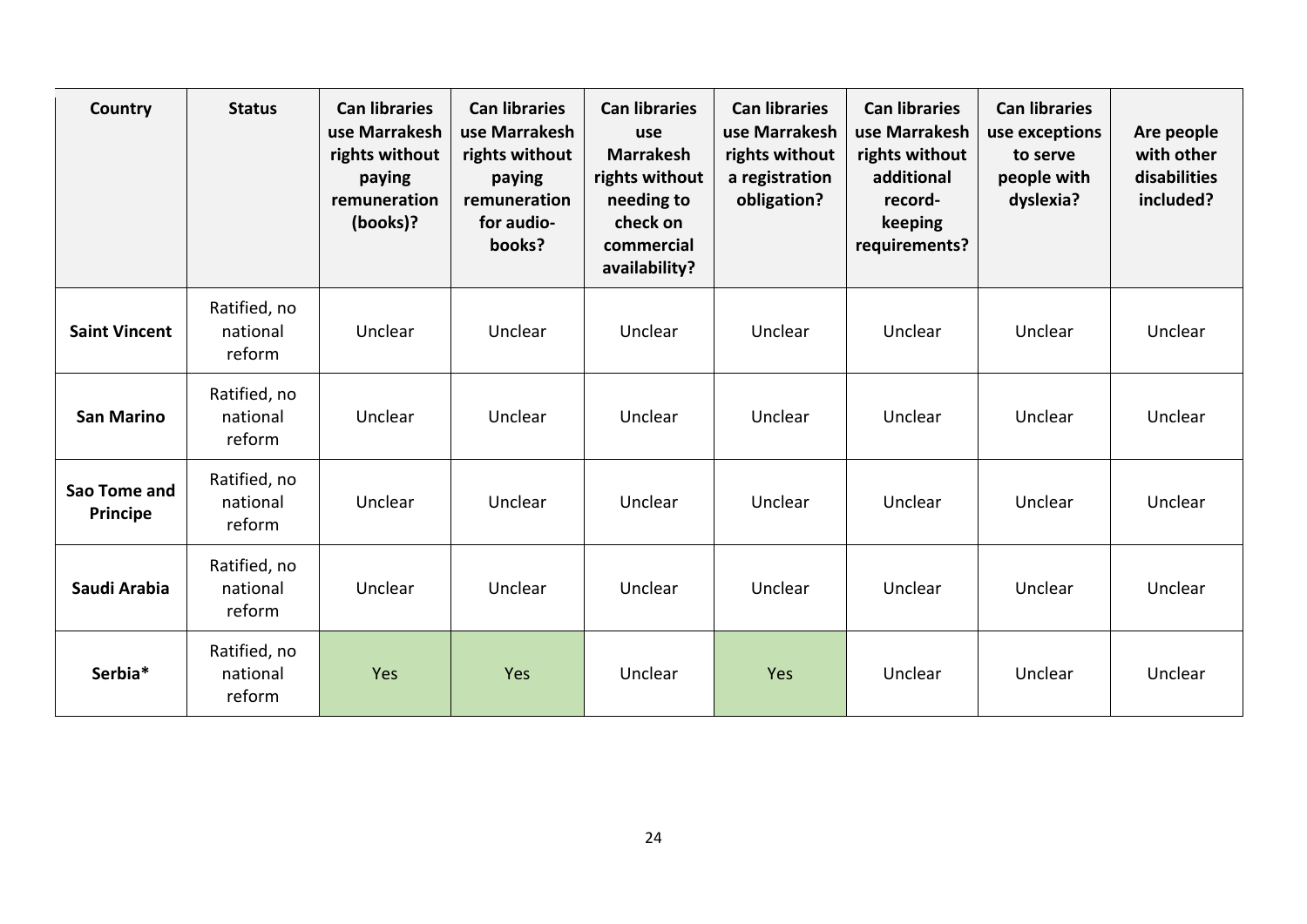| Country | Status | Can libraries use Marrakesh rights without paying remuneration (books)? | Can libraries use Marrakesh rights without paying remuneration for audio-books? | Can libraries use Marrakesh rights without needing to check on commercial availability? | Can libraries use Marrakesh rights without a registration obligation? | Can libraries use Marrakesh rights without additional record-keeping requirements? | Can libraries use exceptions to serve people with dyslexia? | Are people with other disabilities included? |
|---|---|---|---|---|---|---|---|---|
| **Saint Vincent** | Ratified, no national reform | Unclear | Unclear | Unclear | Unclear | Unclear | Unclear | Unclear |
| **San Marino** | Ratified, no national reform | Unclear | Unclear | Unclear | Unclear | Unclear | Unclear | Unclear |
| **Sao Tome and Principe** | Ratified, no national reform | Unclear | Unclear | Unclear | Unclear | Unclear | Unclear | Unclear |
| **Saudi Arabia** | Ratified, no national reform | Unclear | Unclear | Unclear | Unclear | Unclear | Unclear | Unclear |
| **Serbia*** | Ratified, no national reform | Yes | Yes | Unclear | Yes | Unclear | Unclear | Unclear |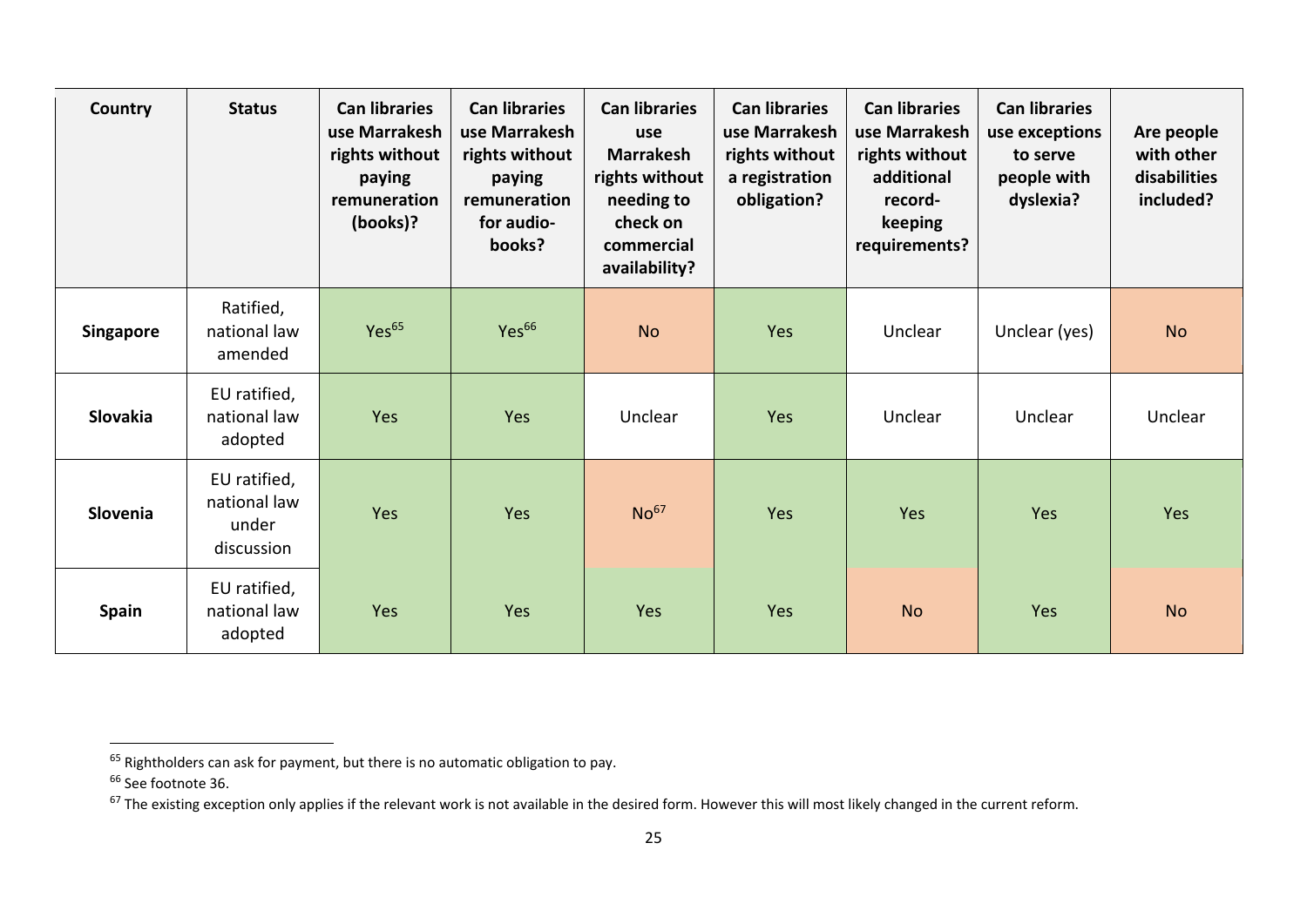| Country | Status | Can libraries use Marrakesh rights without paying remuneration (books)? | Can libraries use Marrakesh rights without paying remuneration for audio-books? | Can libraries use Marrakesh rights without needing to check on commercial availability? | Can libraries use Marrakesh rights without a registration obligation? | Can libraries use Marrakesh rights without additional record-keeping requirements? | Can libraries use exceptions to serve people with dyslexia? | Are people with other disabilities included? |
|---|---|---|---|---|---|---|---|---|
| **Singapore** | Ratified, national law amended | Yes[65] | Yes[66] | No | Yes | Unclear | Unclear (yes) | No |
| **Slovakia** | EU ratified, national law adopted | Yes | Yes | Unclear | Yes | Unclear | Unclear | Unclear |
| **Slovenia** | EU ratified, national law under discussion | Yes | Yes | No[67] | Yes | Yes | Yes | Yes |
| **Spain** | EU ratified, national law adopted | Yes | Yes | Yes | Yes | No | Yes | No |

[65] Rightholders can ask for payment, but there is no automatic obligation to pay.

[66] See footnote 36.

[67] The existing exception only applies if the relevant work is not available in the desired form. However this will most likely changed in the current reform.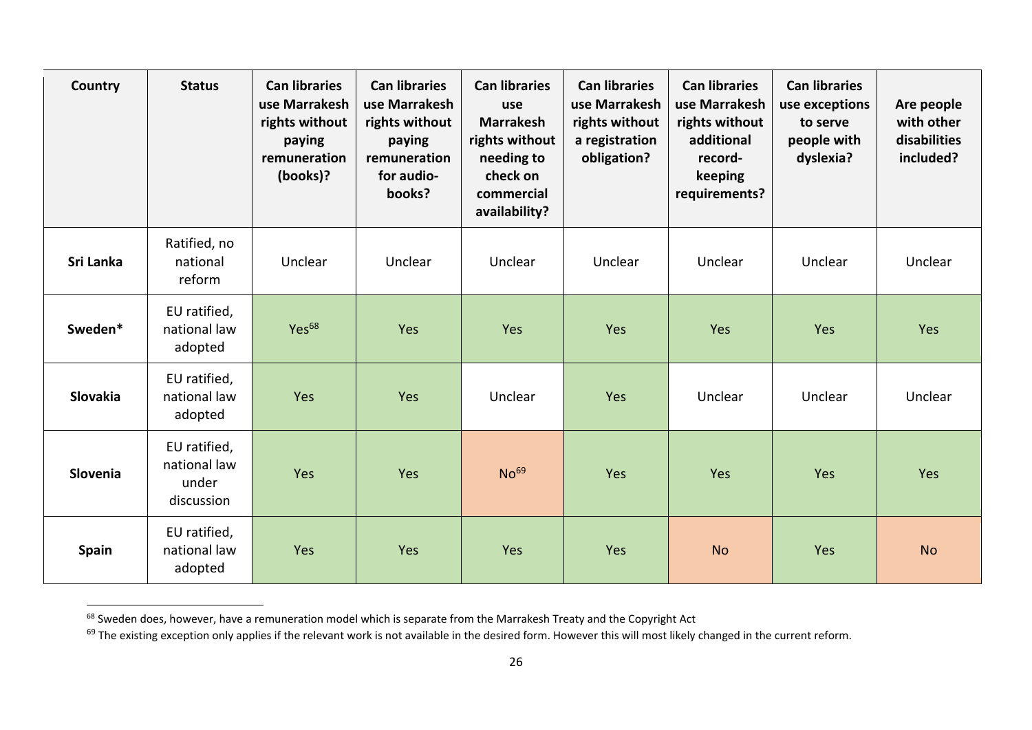| Country | Status | Can libraries use Marrakesh rights without paying remuneration (books)? | Can libraries use Marrakesh rights without paying remuneration for audio-books? | Can libraries use Marrakesh rights without needing to check on commercial availability? | Can libraries use Marrakesh rights without a registration obligation? | Can libraries use Marrakesh rights without additional record-keeping requirements? | Can libraries use exceptions to serve people with dyslexia? | Are people with other disabilities included? |
|---|---|---|---|---|---|---|---|---|
| **Sri Lanka** | Ratified, no national reform | Unclear | Unclear | Unclear | Unclear | Unclear | Unclear | Unclear |
| **Sweden*** | EU ratified, national law adopted | Yes[68] | Yes | Yes | Yes | Yes | Yes | Yes |
| **Slovakia** | EU ratified, national law adopted | Yes | Yes | Unclear | Yes | Unclear | Unclear | Unclear |
| **Slovenia** | EU ratified, national law under discussion | Yes | Yes | No[69] | Yes | Yes | Yes | Yes |
| **Spain** | EU ratified, national law adopted | Yes | Yes | Yes | Yes | No | Yes | No |

[68] Sweden does, however, have a remuneration model which is separate from the Marrakesh Treaty and the Copyright Act

[69] The existing exception only applies if the relevant work is not available in the desired form. However this will most likely changed in the current reform.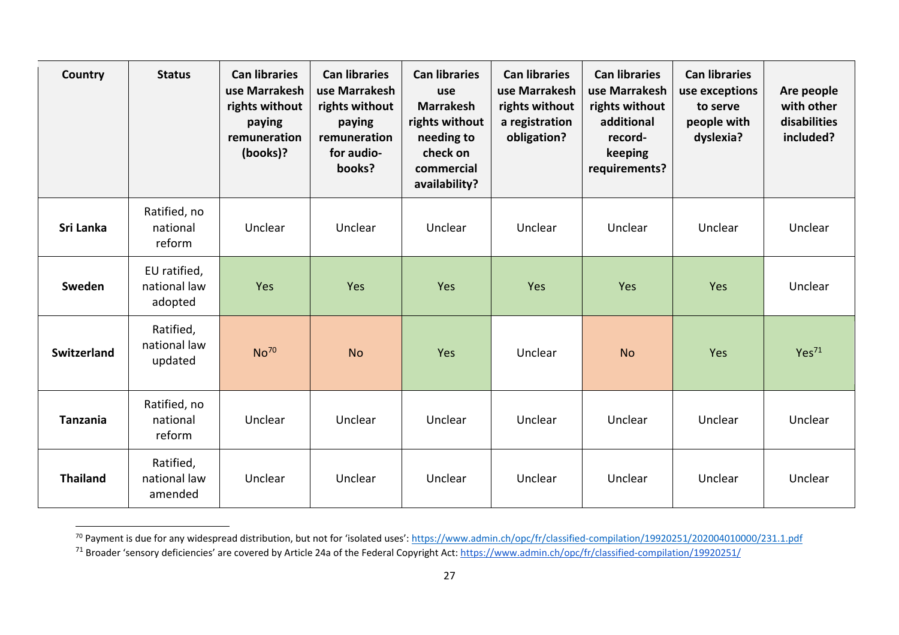| Country | Status | Can libraries use Marrakesh rights without paying remuneration (books)? | Can libraries use Marrakesh rights without paying remuneration for audio-books? | Can libraries use Marrakesh rights without needing to check on commercial availability? | Can libraries use Marrakesh rights without a registration obligation? | Can libraries use Marrakesh rights without additional record-keeping requirements? | Can libraries use exceptions to serve people with dyslexia? | Are people with other disabilities included? |
|---|---|---|---|---|---|---|---|---|
| **Sri Lanka** | Ratified, no national reform | Unclear | Unclear | Unclear | Unclear | Unclear | Unclear | Unclear |
| **Sweden** | EU ratified, national law adopted | Yes | Yes | Yes | Yes | Yes | Yes | Unclear |
| **Switzerland** | Ratified, national law updated | No[70] | No | Yes | Unclear | No | Yes | Yes[71] |
| **Tanzania** | Ratified, no national reform | Unclear | Unclear | Unclear | Unclear | Unclear | Unclear | Unclear |
| **Thailand** | Ratified, national law amended | Unclear | Unclear | Unclear | Unclear | Unclear | Unclear | Unclear |

[70] Payment is due for any widespread distribution, but not for 'isolated uses': https://www.admin.ch/opc/fr/classified-compilation/19920251/202004010000/231.1.pdf

[71] Broader 'sensory deficiencies' are covered by Article 24a of the Federal Copyright Act: https://www.admin.ch/opc/fr/classified-compilation/19920251/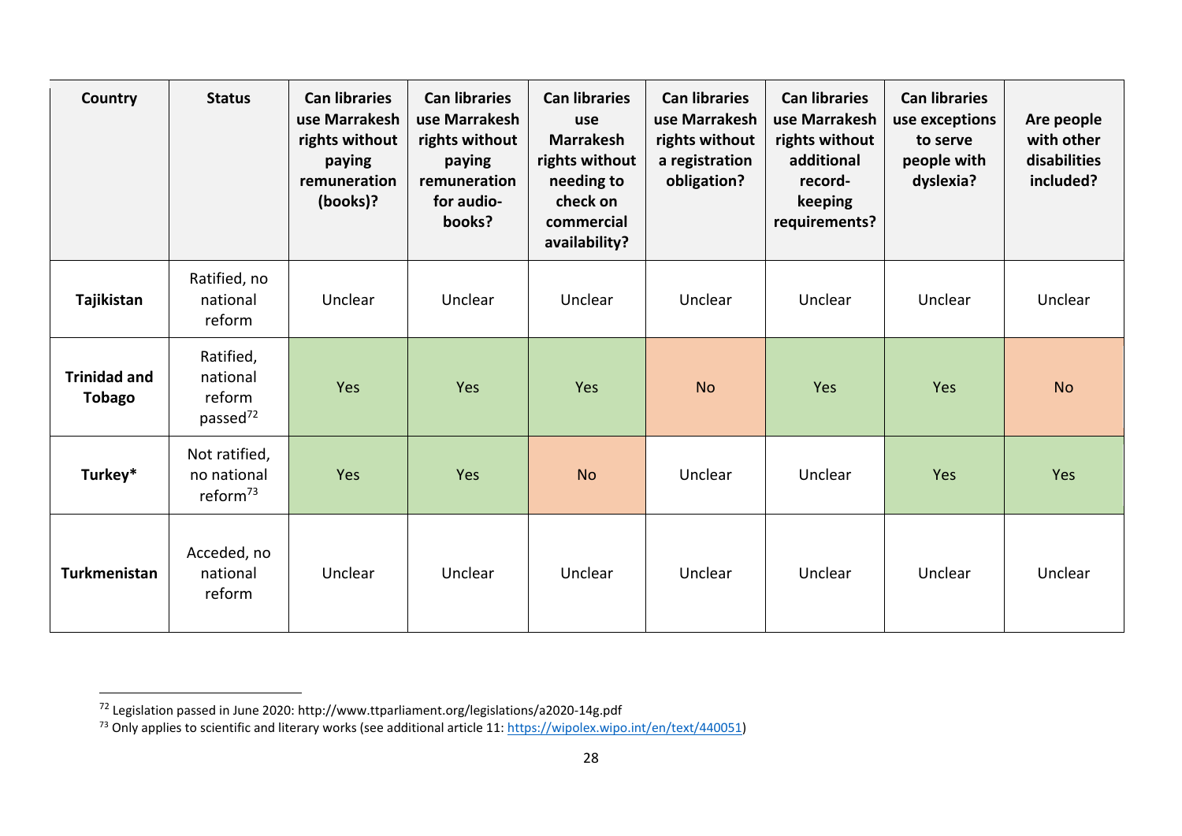| Country | Status | Can libraries use Marrakesh rights without paying remuneration (books)? | Can libraries use Marrakesh rights without paying remuneration for audio-books? | Can libraries use Marrakesh rights without needing to check on commercial availability? | Can libraries use Marrakesh rights without a registration obligation? | Can libraries use Marrakesh rights without additional record-keeping requirements? | Can libraries use exceptions to serve people with dyslexia? | Are people with other disabilities included? |
|---|---|---|---|---|---|---|---|---|
| **Tajikistan** | Ratified, no national reform | Unclear | Unclear | Unclear | Unclear | Unclear | Unclear | Unclear |
| **Trinidad and Tobago** | Ratified, national reform passed[72] | Yes | Yes | Yes | No | Yes | Yes | No |
| **Turkey*** | Not ratified, no national reform[73] | Yes | Yes | No | Unclear | Unclear | Yes | Yes |
| **Turkmenistan** | Acceded, no national reform | Unclear | Unclear | Unclear | Unclear | Unclear | Unclear | Unclear |

[72] Legislation passed in June 2020: http://www.ttparliament.org/legislations/a2020-14g.pdf

[73] Only applies to scientific and literary works (see additional article 11: https://wipolex.wipo.int/en/text/440051)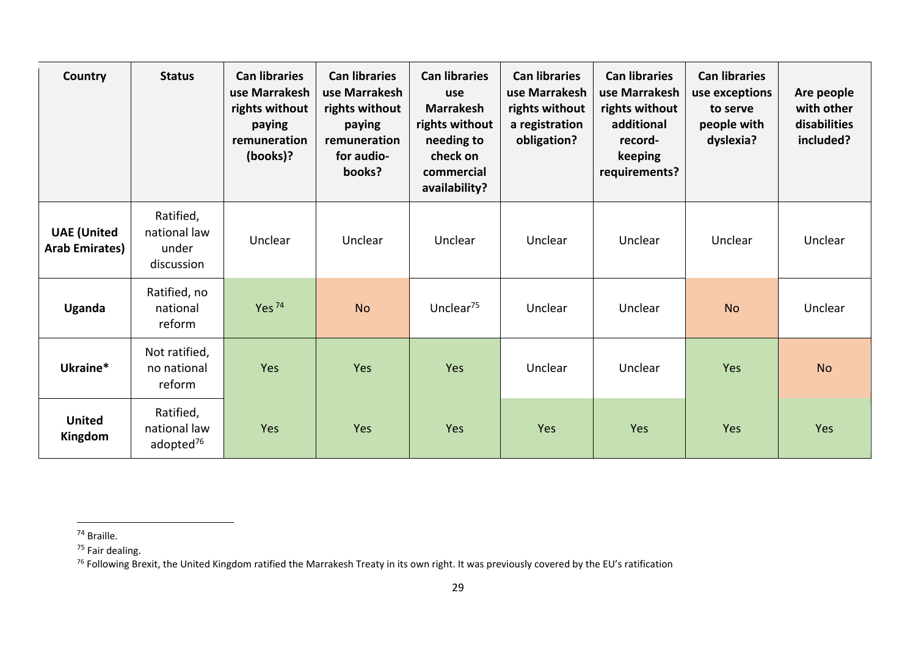| Country | Status | Can libraries use Marrakesh rights without paying remuneration (books)? | Can libraries use Marrakesh rights without paying remuneration for audio-books? | Can libraries use Marrakesh rights without needing to check on commercial availability? | Can libraries use Marrakesh rights without a registration obligation? | Can libraries use Marrakesh rights without additional record-keeping requirements? | Can libraries use exceptions to serve people with dyslexia? | Are people with other disabilities included? |
|---|---|---|---|---|---|---|---|---|
| **UAE (United Arab Emirates)** | Ratified, national law under discussion | Unclear | Unclear | Unclear | Unclear | Unclear | Unclear | Unclear |
| **Uganda** | Ratified, no national reform | Yes [74] | No | Unclear [75] | Unclear | Unclear | No | Unclear |
| **Ukraine*** | Not ratified, no national reform | Yes | Yes | Yes | Unclear | Unclear | Yes | No |
| **United Kingdom** | Ratified, national law adopted [76] | Yes | Yes | Yes | Yes | Yes | Yes | Yes |

[74] Braille.

[75] Fair dealing.

[76] Following Brexit, the United Kingdom ratified the Marrakesh Treaty in its own right. It was previously covered by the EU's ratification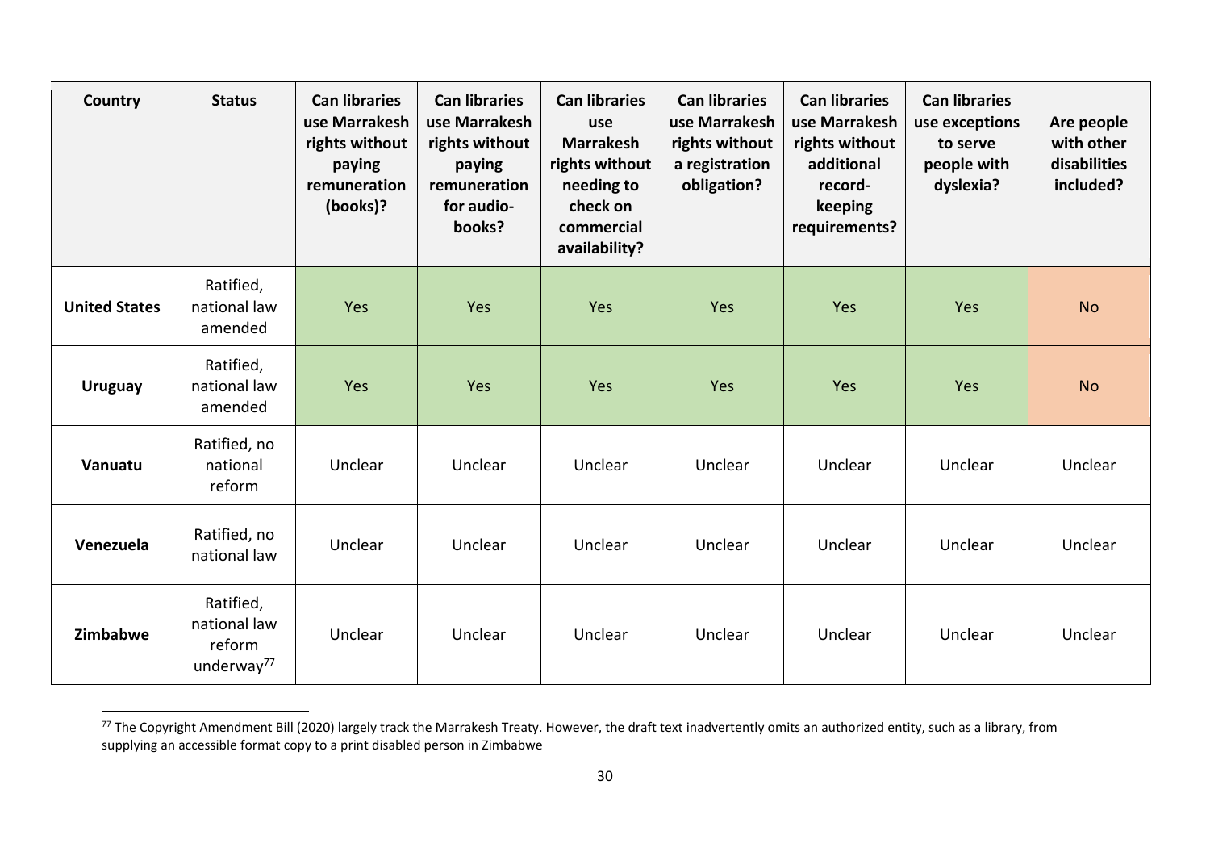| Country | Status | Can libraries use Marrakesh rights without paying remuneration (books)? | Can libraries use Marrakesh rights without paying remuneration for audio-books? | Can libraries use Marrakesh rights without needing to check on commercial availability? | Can libraries use Marrakesh rights without a registration obligation? | Can libraries use Marrakesh rights without additional record-keeping requirements? | Can libraries use exceptions to serve people with dyslexia? | Are people with other disabilities included? |
|---|---|---|---|---|---|---|---|---|
| **United States** | Ratified, national law amended | Yes | Yes | Yes | Yes | Yes | Yes | No |
| **Uruguay** | Ratified, national law amended | Yes | Yes | Yes | Yes | Yes | Yes | No |
| **Vanuatu** | Ratified, no national reform | Unclear | Unclear | Unclear | Unclear | Unclear | Unclear | Unclear |
| **Venezuela** | Ratified, no national law | Unclear | Unclear | Unclear | Unclear | Unclear | Unclear | Unclear |
| **Zimbabwe** | Ratified, national law reform underway[77] | Unclear | Unclear | Unclear | Unclear | Unclear | Unclear | Unclear |

[77] The Copyright Amendment Bill (2020) largely track the Marrakesh Treaty. However, the draft text inadvertently omits an authorized entity, such as a library, from supplying an accessible format copy to a print disabled person in Zimbabwe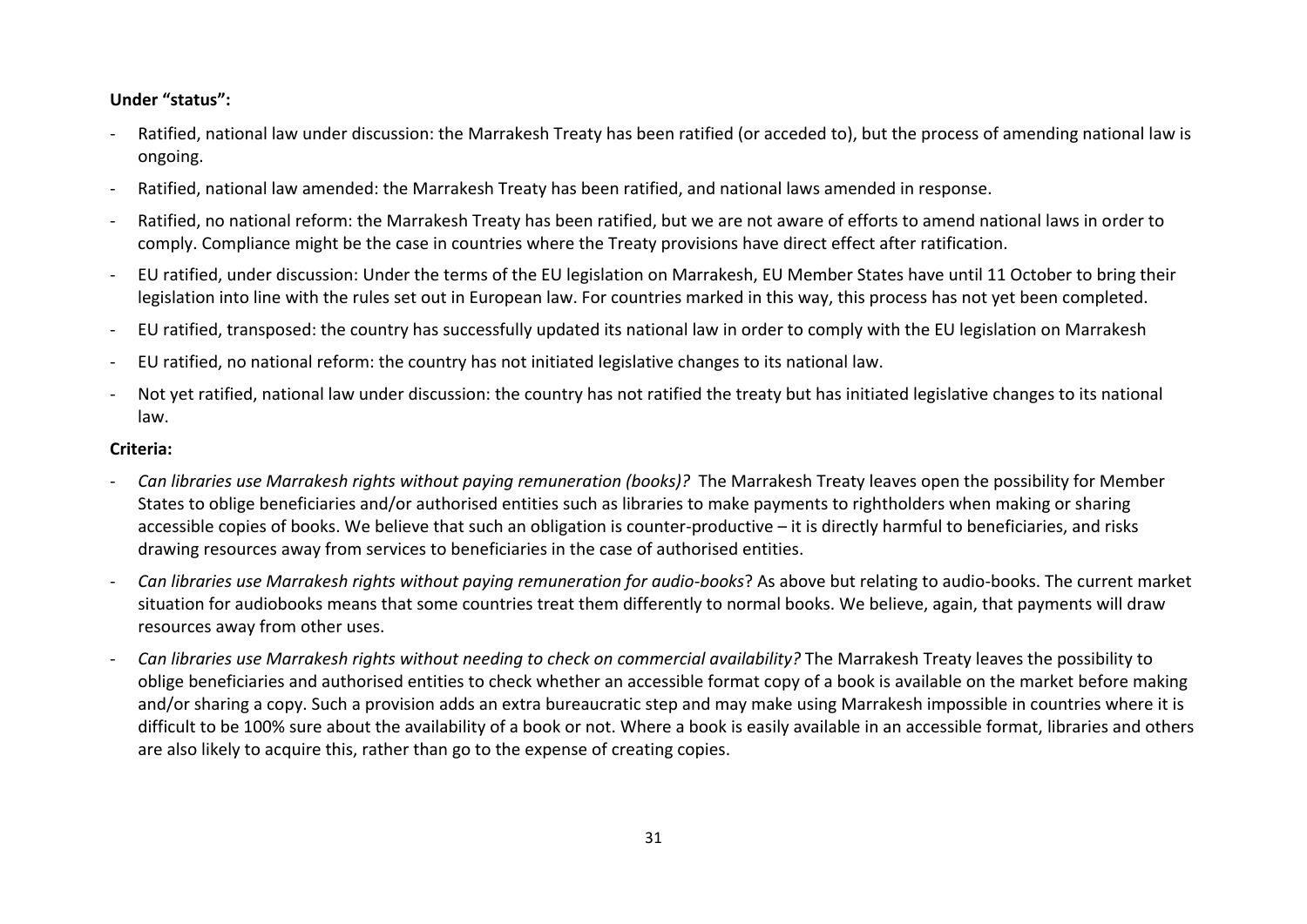**Under "status":**

- Ratified, national law under discussion: the Marrakesh Treaty has been ratified (or acceded to), but the process of amending national law is ongoing.
- Ratified, national law amended: the Marrakesh Treaty has been ratified, and national laws amended in response.
- Ratified, no national reform: the Marrakesh Treaty has been ratified, but we are not aware of efforts to amend national laws in order to comply. Compliance might be the case in countries where the Treaty provisions have direct effect after ratification.
- EU ratified, under discussion: Under the terms of the EU legislation on Marrakesh, EU Member States have until 11 October to bring their legislation into line with the rules set out in European law. For countries marked in this way, this process has not yet been completed.
- EU ratified, transposed: the country has successfully updated its national law in order to comply with the EU legislation on Marrakesh
- EU ratified, no national reform: the country has not initiated legislative changes to its national law.
- Not yet ratified, national law under discussion: the country has not ratified the treaty but has initiated legislative changes to its national law.

**Criteria:**

- *Can libraries use Marrakesh rights without paying remuneration (books)?* The Marrakesh Treaty leaves open the possibility for Member States to oblige beneficiaries and/or authorised entities such as libraries to make payments to rightholders when making or sharing accessible copies of books. We believe that such an obligation is counter-productive – it is directly harmful to beneficiaries, and risks drawing resources away from services to beneficiaries in the case of authorised entities.
- *Can libraries use Marrakesh rights without paying remuneration for audio-books*? As above but relating to audio-books. The current market situation for audiobooks means that some countries treat them differently to normal books. We believe, again, that payments will draw resources away from other uses.
- *Can libraries use Marrakesh rights without needing to check on commercial availability?* The Marrakesh Treaty leaves the possibility to oblige beneficiaries and authorised entities to check whether an accessible format copy of a book is available on the market before making and/or sharing a copy. Such a provision adds an extra bureaucratic step and may make using Marrakesh impossible in countries where it is difficult to be 100% sure about the availability of a book or not. Where a book is easily available in an accessible format, libraries and others are also likely to acquire this, rather than go to the expense of creating copies.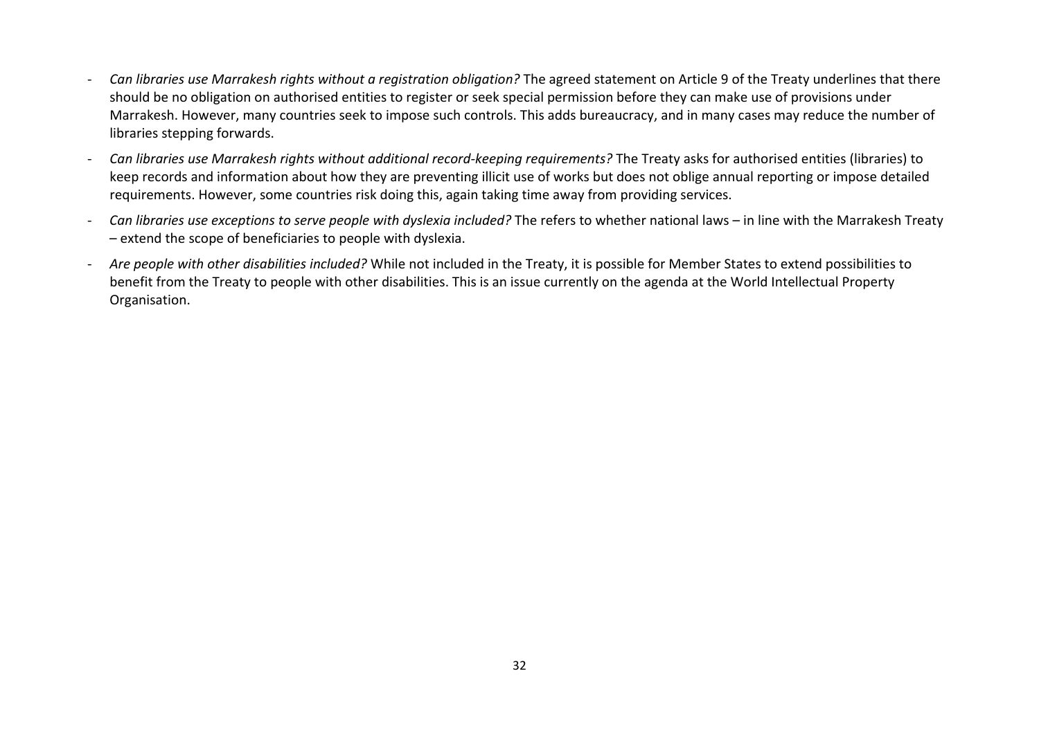- *Can libraries use Marrakesh rights without a registration obligation?* The agreed statement on Article 9 of the Treaty underlines that there should be no obligation on authorised entities to register or seek special permission before they can make use of provisions under Marrakesh. However, many countries seek to impose such controls. This adds bureaucracy, and in many cases may reduce the number of libraries stepping forwards.
- *Can libraries use Marrakesh rights without additional record-keeping requirements?* The Treaty asks for authorised entities (libraries) to keep records and information about how they are preventing illicit use of works but does not oblige annual reporting or impose detailed requirements. However, some countries risk doing this, again taking time away from providing services.
- *Can libraries use exceptions to serve people with dyslexia included?* The refers to whether national laws – in line with the Marrakesh Treaty – extend the scope of beneficiaries to people with dyslexia.
- *Are people with other disabilities included?* While not included in the Treaty, it is possible for Member States to extend possibilities to benefit from the Treaty to people with other disabilities. This is an issue currently on the agenda at the World Intellectual Property Organisation.